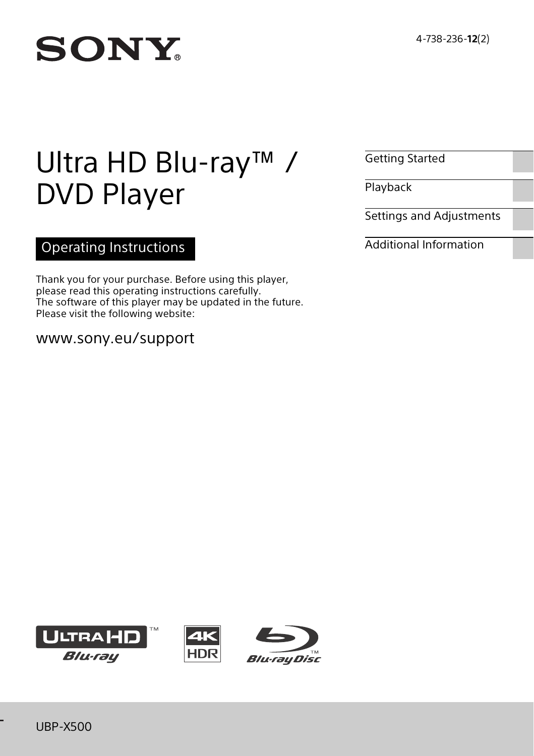SONY®

4-738-236-**12**(2)

# Ultra HD Blu-ray™ / DVD Player

Operating Instructions

Thank you for your purchase. Before using this player, please read this operating instructions carefully.
The software of this player may be updated in the future.
Please visit the following website:

www.sony.eu/support

- Getting Started
- Playback
- Settings and Adjustments
- Additional Information

UBP-X500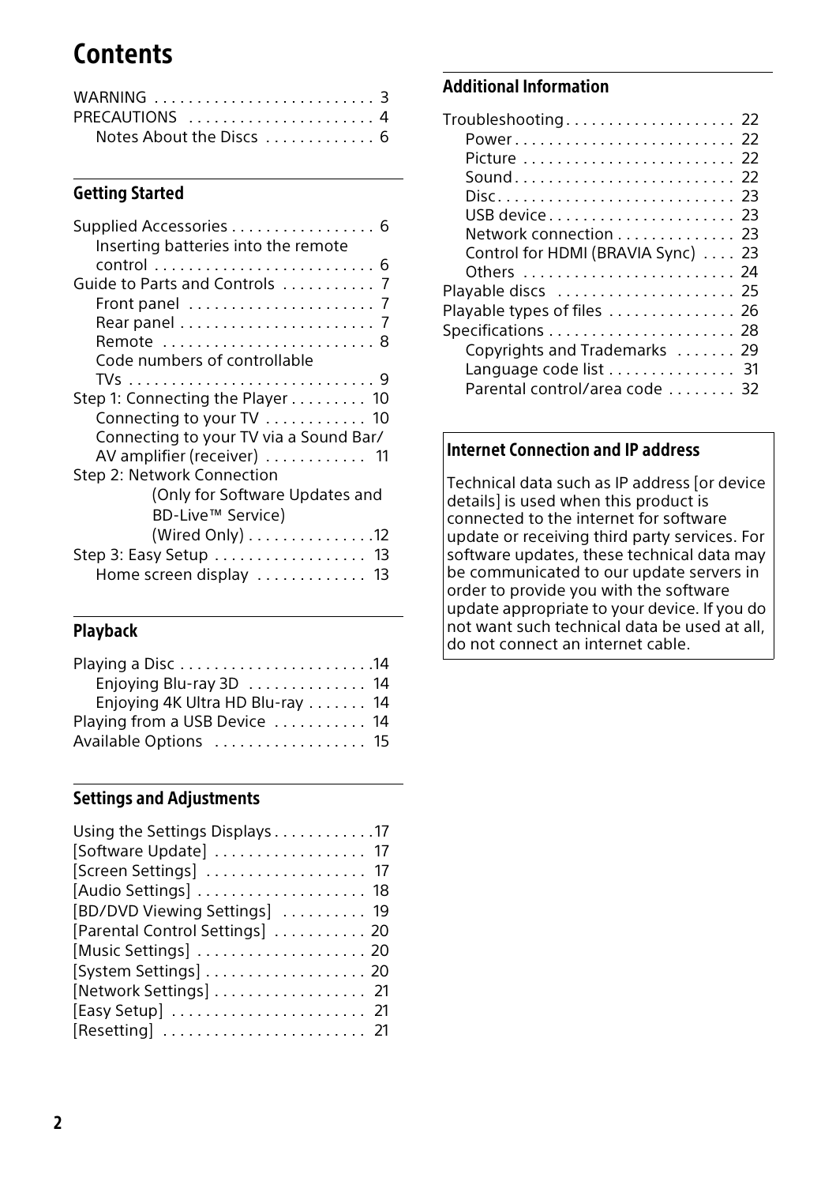# Contents

WARNING . . . . . . . . . . 3
PRECAUTIONS . . . . . . . . . . 4
  Notes About the Discs . . . . . . . . . . 6

## Getting Started

Supplied Accessories . . . . . . . . . . 6
  Inserting batteries into the remote control . . . . . . . . . . 6
Guide to Parts and Controls . . . . . . . . . . 7
  Front panel . . . . . . . . . . 7
  Rear panel . . . . . . . . . . 7
  Remote . . . . . . . . . . 8
  Code numbers of controllable TVs . . . . . . . . . . 9
Step 1: Connecting the Player . . . . . . . . . . 10
  Connecting to your TV . . . . . . . . . . 10
  Connecting to your TV via a Sound Bar/ AV amplifier (receiver) . . . . . . . . . . 11
Step 2: Network Connection (Only for Software Updates and BD-Live™ Service) (Wired Only) . . . . . . . . . . 12
Step 3: Easy Setup . . . . . . . . . . 13
  Home screen display . . . . . . . . . . 13

## Playback

Playing a Disc . . . . . . . . . . 14
  Enjoying Blu-ray 3D . . . . . . . . . . 14
  Enjoying 4K Ultra HD Blu-ray . . . . . . . . . . 14
Playing from a USB Device . . . . . . . . . . 14
Available Options . . . . . . . . . . 15

## Settings and Adjustments

Using the Settings Displays . . . . . . . . . . 17
[Software Update] . . . . . . . . . . 17
[Screen Settings] . . . . . . . . . . 17
[Audio Settings] . . . . . . . . . . 18
[BD/DVD Viewing Settings] . . . . . . . . . . 19
[Parental Control Settings] . . . . . . . . . . 20
[Music Settings] . . . . . . . . . . 20
[System Settings] . . . . . . . . . . 20
[Network Settings] . . . . . . . . . . 21
[Easy Setup] . . . . . . . . . . 21
[Resetting] . . . . . . . . . . 21

## Additional Information

Troubleshooting . . . . . . . . . . 22
  Power . . . . . . . . . . 22
  Picture . . . . . . . . . . 22
  Sound . . . . . . . . . . 22
  Disc . . . . . . . . . . 23
  USB device . . . . . . . . . . 23
  Network connection . . . . . . . . . . 23
  Control for HDMI (BRAVIA Sync) . . . . . . . . . . 23
  Others . . . . . . . . . . 24
Playable discs . . . . . . . . . . 25
Playable types of files . . . . . . . . . . 26
Specifications . . . . . . . . . . 28
  Copyrights and Trademarks . . . . . . . . . . 29
  Language code list . . . . . . . . . . 31
  Parental control/area code . . . . . . . . . . 32

### Internet Connection and IP address

Technical data such as IP address [or device details] is used when this product is connected to the internet for software update or receiving third party services. For software updates, these technical data may be communicated to our update servers in order to provide you with the software update appropriate to your device. If you do not want such technical data be used at all, do not connect an internet cable.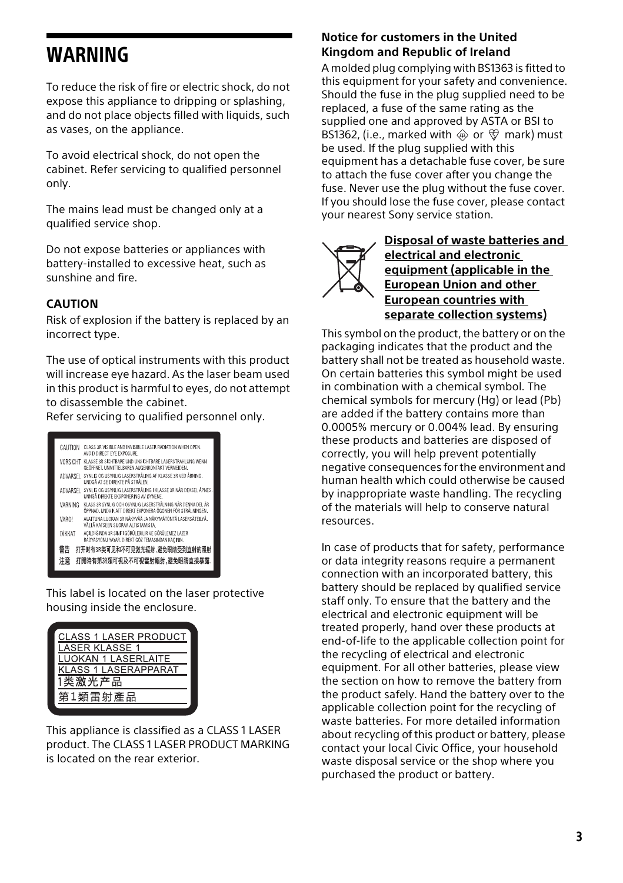# WARNING

To reduce the risk of fire or electric shock, do not expose this appliance to dripping or splashing, and do not place objects filled with liquids, such as vases, on the appliance.

To avoid electrical shock, do not open the cabinet. Refer servicing to qualified personnel only.

The mains lead must be changed only at a qualified service shop.

Do not expose batteries or appliances with battery-installed to excessive heat, such as sunshine and fire.

### CAUTION

Risk of explosion if the battery is replaced by an incorrect type.

The use of optical instruments with this product will increase eye hazard. As the laser beam used in this product is harmful to eyes, do not attempt to disassemble the cabinet.
Refer servicing to qualified personnel only.

| | |
|---|---|
| CAUTION | CLASS 3R VISIBLE AND INVISIBLE LASER RADIATION WHEN OPEN. AVOID DIRECT EYE EXPOSURE. |
| VORSICHT | KLASSE 3R SICHTBARE UND UNSICHTBARE LASERSTRAHLUNG WENN GEÖFFNET. UNMITTELBAREN AUGENKONTAKT VERMEIDEN. |
| ADVARSEL | SYNLIG OG USYNLIG LASERSTRÅLING AF KLASSE 3R VED ÅBNING. UNDGÅ AT SE DIREKTE PÅ STRÅLEN. |
| ADVARSEL | SYNLIG OG USYNLIG LASERSTRÅLING I KLASSE 3R NÅR DEKSEL ÅPNES. UNNGÅ DIREKTE EKSPONERING AV ØYNENE. |
| VARNING | KLASS 3R SYNLIG OCH OSYNLIG LASERSTRÅLNING NÄR DENNA DEL ÄR ÖPPNAD. UNDVIK ATT DIREKT EXPONERA ÖGONEN FÖR STRÅLNINGEN. |
| VARO! | AVATTUNA LUOKAN 3R NÄKYVÄÄ JA NÄKYMÄTÖNTÄ LASERSÄTEILYÄ. VÄLTÄ KATSEEN SUORAA ALTISTAMISTA. |
| DİKKAT | AÇILDIĞINDA 3R SINIFI GÖRÜLEBILIR VE GÖRÜLEMEZ LAZER RADYASYONU YAYAR. DIREKT GÖZ TEMASINDAN KAÇININ. |
| 警告 | 打开时有3R类可见和不可见激光辐射，避免眼睛受到直射的照射 |
| 注意 | 打開時有第3R類可視及不可視雷射輻射，避免眼睛直接暴露。 |

This label is located on the laser protective housing inside the enclosure.

CLASS 1 LASER PRODUCT
LASER KLASSE 1
LUOKAN 1 LASERLAITE
KLASS 1 LASERAPPARAT
1类激光产品
第1類雷射產品

This appliance is classified as a CLASS 1 LASER product. The CLASS 1 LASER PRODUCT MARKING is located on the rear exterior.

### Notice for customers in the United Kingdom and Republic of Ireland

A molded plug complying with BS1363 is fitted to this equipment for your safety and convenience. Should the fuse in the plug supplied need to be replaced, a fuse of the same rating as the supplied one and approved by ASTA or BSI to BS1362, (i.e., marked with ⓐ or ♡ mark) must be used. If the plug supplied with this equipment has a detachable fuse cover, be sure to attach the fuse cover after you change the fuse. Never use the plug without the fuse cover. If you should lose the fuse cover, please contact your nearest Sony service station.

### Disposal of waste batteries and electrical and electronic equipment (applicable in the European Union and other European countries with separate collection systems)

This symbol on the product, the battery or on the packaging indicates that the product and the battery shall not be treated as household waste. On certain batteries this symbol might be used in combination with a chemical symbol. The chemical symbols for mercury (Hg) or lead (Pb) are added if the battery contains more than 0.0005% mercury or 0.004% lead. By ensuring these products and batteries are disposed of correctly, you will help prevent potentially negative consequences for the environment and human health which could otherwise be caused by inappropriate waste handling. The recycling of the materials will help to conserve natural resources.

In case of products that for safety, performance or data integrity reasons require a permanent connection with an incorporated battery, this battery should be replaced by qualified service staff only. To ensure that the battery and the electrical and electronic equipment will be treated properly, hand over these products at end-of-life to the applicable collection point for the recycling of electrical and electronic equipment. For all other batteries, please view the section on how to remove the battery from the product safely. Hand the battery over to the applicable collection point for the recycling of waste batteries. For more detailed information about recycling of this product or battery, please contact your local Civic Office, your household waste disposal service or the shop where you purchased the product or battery.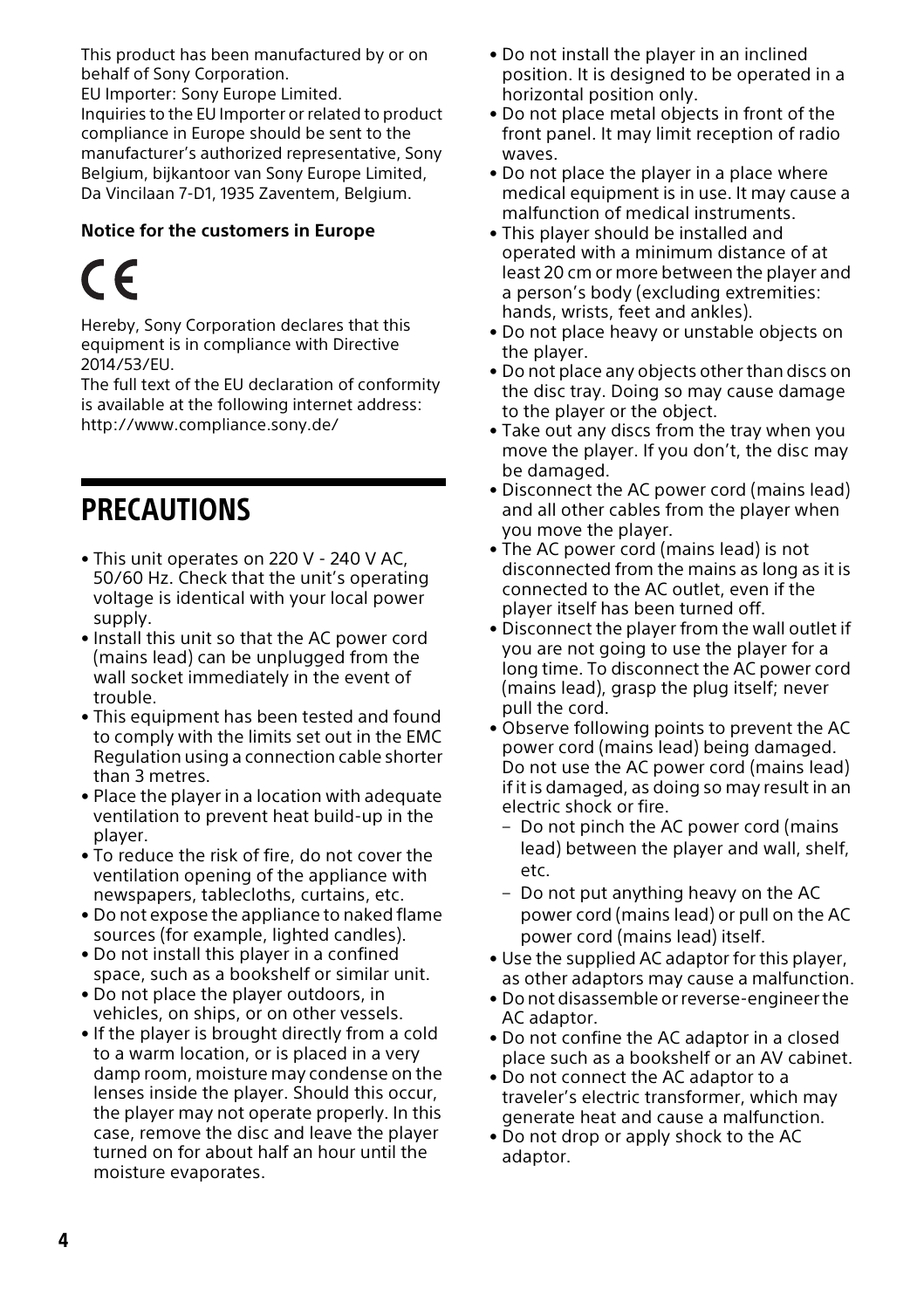This product has been manufactured by or on behalf of Sony Corporation.
EU Importer: Sony Europe Limited.
Inquiries to the EU Importer or related to product compliance in Europe should be sent to the manufacturer's authorized representative, Sony Belgium, bijkantoor van Sony Europe Limited, Da Vincilaan 7-D1, 1935 Zaventem, Belgium.

**Notice for the customers in Europe**

CE

Hereby, Sony Corporation declares that this equipment is in compliance with Directive 2014/53/EU.
The full text of the EU declaration of conformity is available at the following internet address:
http://www.compliance.sony.de/

# PRECAUTIONS

- This unit operates on 220 V - 240 V AC, 50/60 Hz. Check that the unit's operating voltage is identical with your local power supply.
- Install this unit so that the AC power cord (mains lead) can be unplugged from the wall socket immediately in the event of trouble.
- This equipment has been tested and found to comply with the limits set out in the EMC Regulation using a connection cable shorter than 3 metres.
- Place the player in a location with adequate ventilation to prevent heat build-up in the player.
- To reduce the risk of fire, do not cover the ventilation opening of the appliance with newspapers, tablecloths, curtains, etc.
- Do not expose the appliance to naked flame sources (for example, lighted candles).
- Do not install this player in a confined space, such as a bookshelf or similar unit.
- Do not place the player outdoors, in vehicles, on ships, or on other vessels.
- If the player is brought directly from a cold to a warm location, or is placed in a very damp room, moisture may condense on the lenses inside the player. Should this occur, the player may not operate properly. In this case, remove the disc and leave the player turned on for about half an hour until the moisture evaporates.
- Do not install the player in an inclined position. It is designed to be operated in a horizontal position only.
- Do not place metal objects in front of the front panel. It may limit reception of radio waves.
- Do not place the player in a place where medical equipment is in use. It may cause a malfunction of medical instruments.
- This player should be installed and operated with a minimum distance of at least 20 cm or more between the player and a person's body (excluding extremities: hands, wrists, feet and ankles).
- Do not place heavy or unstable objects on the player.
- Do not place any objects other than discs on the disc tray. Doing so may cause damage to the player or the object.
- Take out any discs from the tray when you move the player. If you don't, the disc may be damaged.
- Disconnect the AC power cord (mains lead) and all other cables from the player when you move the player.
- The AC power cord (mains lead) is not disconnected from the mains as long as it is connected to the AC outlet, even if the player itself has been turned off.
- Disconnect the player from the wall outlet if you are not going to use the player for a long time. To disconnect the AC power cord (mains lead), grasp the plug itself; never pull the cord.
- Observe following points to prevent the AC power cord (mains lead) being damaged. Do not use the AC power cord (mains lead) if it is damaged, as doing so may result in an electric shock or fire.
  - Do not pinch the AC power cord (mains lead) between the player and wall, shelf, etc.
  - Do not put anything heavy on the AC power cord (mains lead) or pull on the AC power cord (mains lead) itself.
- Use the supplied AC adaptor for this player, as other adaptors may cause a malfunction.
- Do not disassemble or reverse-engineer the AC adaptor.
- Do not confine the AC adaptor in a closed place such as a bookshelf or an AV cabinet.
- Do not connect the AC adaptor to a traveler's electric transformer, which may generate heat and cause a malfunction.
- Do not drop or apply shock to the AC adaptor.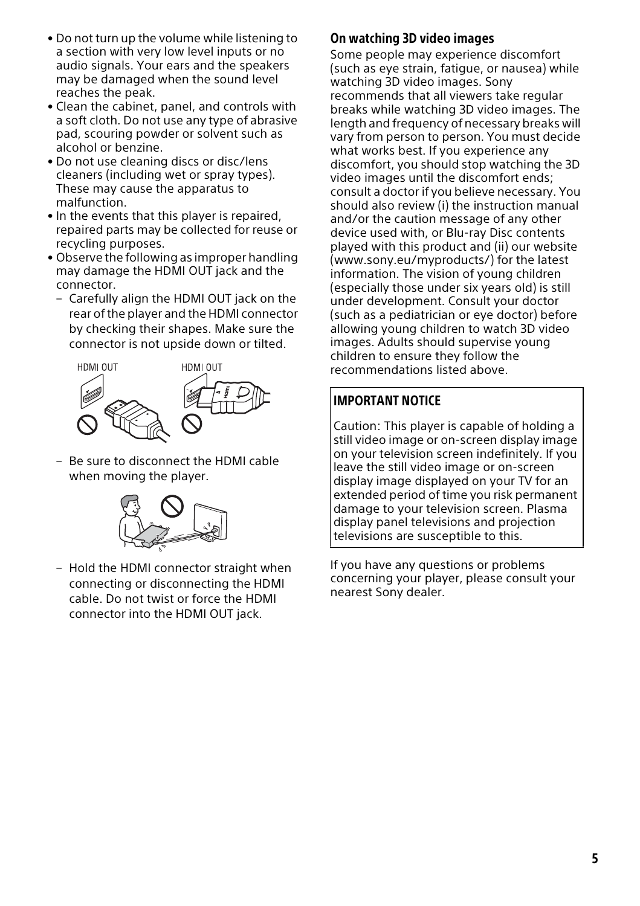- Do not turn up the volume while listening to a section with very low level inputs or no audio signals. Your ears and the speakers may be damaged when the sound level reaches the peak.
- Clean the cabinet, panel, and controls with a soft cloth. Do not use any type of abrasive pad, scouring powder or solvent such as alcohol or benzine.
- Do not use cleaning discs or disc/lens cleaners (including wet or spray types). These may cause the apparatus to malfunction.
- In the events that this player is repaired, repaired parts may be collected for reuse or recycling purposes.
- Observe the following as improper handling may damage the HDMI OUT jack and the connector.
  - Carefully align the HDMI OUT jack on the rear of the player and the HDMI connector by checking their shapes. Make sure the connector is not upside down or tilted.

    HDMI OUT    HDMI OUT

  - Be sure to disconnect the HDMI cable when moving the player.
  - Hold the HDMI connector straight when connecting or disconnecting the HDMI cable. Do not twist or force the HDMI connector into the HDMI OUT jack.

### On watching 3D video images

Some people may experience discomfort (such as eye strain, fatigue, or nausea) while watching 3D video images. Sony recommends that all viewers take regular breaks while watching 3D video images. The length and frequency of necessary breaks will vary from person to person. You must decide what works best. If you experience any discomfort, you should stop watching the 3D video images until the discomfort ends; consult a doctor if you believe necessary. You should also review (i) the instruction manual and/or the caution message of any other device used with, or Blu-ray Disc contents played with this product and (ii) our website (www.sony.eu/myproducts/) for the latest information. The vision of young children (especially those under six years old) is still under development. Consult your doctor (such as a pediatrician or eye doctor) before allowing young children to watch 3D video images. Adults should supervise young children to ensure they follow the recommendations listed above.

### IMPORTANT NOTICE

Caution: This player is capable of holding a still video image or on-screen display image on your television screen indefinitely. If you leave the still video image or on-screen display image displayed on your TV for an extended period of time you risk permanent damage to your television screen. Plasma display panel televisions and projection televisions are susceptible to this.

If you have any questions or problems concerning your player, please consult your nearest Sony dealer.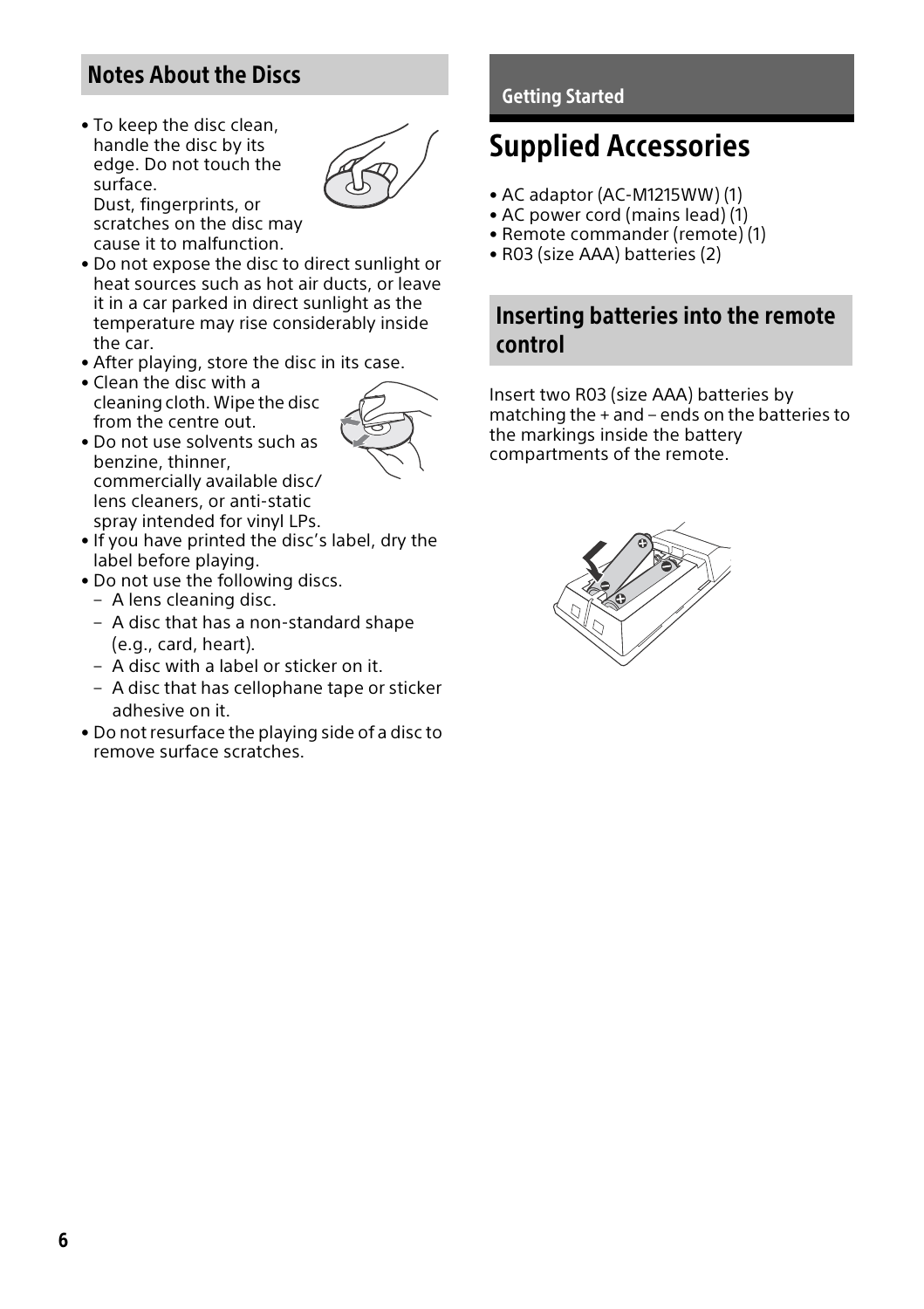## Notes About the Discs

- To keep the disc clean, handle the disc by its edge. Do not touch the surface.
  Dust, fingerprints, or scratches on the disc may cause it to malfunction.
- Do not expose the disc to direct sunlight or heat sources such as hot air ducts, or leave it in a car parked in direct sunlight as the temperature may rise considerably inside the car.
- After playing, store the disc in its case.
- Clean the disc with a cleaning cloth. Wipe the disc from the centre out.
- Do not use solvents such as benzine, thinner, commercially available disc/lens cleaners, or anti-static spray intended for vinyl LPs.
- If you have printed the disc's label, dry the label before playing.
- Do not use the following discs.
  - A lens cleaning disc.
  - A disc that has a non-standard shape (e.g., card, heart).
  - A disc with a label or sticker on it.
  - A disc that has cellophane tape or sticker adhesive on it.
- Do not resurface the playing side of a disc to remove surface scratches.

Getting Started

# Supplied Accessories

- AC adaptor (AC-M1215WW) (1)
- AC power cord (mains lead) (1)
- Remote commander (remote) (1)
- R03 (size AAA) batteries (2)

## Inserting batteries into the remote control

Insert two R03 (size AAA) batteries by matching the + and – ends on the batteries to the markings inside the battery compartments of the remote.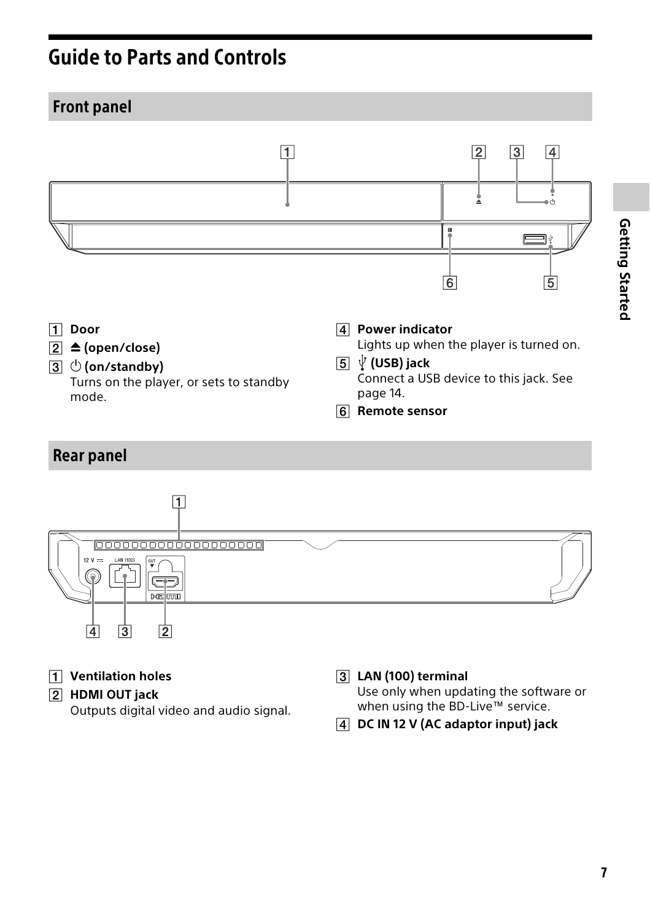# Guide to Parts and Controls

## Front panel

1. **Door**
2. ⏏ **(open/close)**
3. ⏻ **(on/standby)**
   Turns on the player, or sets to standby mode.
4. **Power indicator**
   Lights up when the player is turned on.
5. **(USB) jack**
   Connect a USB device to this jack. See page 14.
6. **Remote sensor**

## Rear panel

1. **Ventilation holes**
2. **HDMI OUT jack**
   Outputs digital video and audio signal.
3. **LAN (100) terminal**
   Use only when updating the software or when using the BD-Live™ service.
4. **DC IN 12 V (AC adaptor input) jack**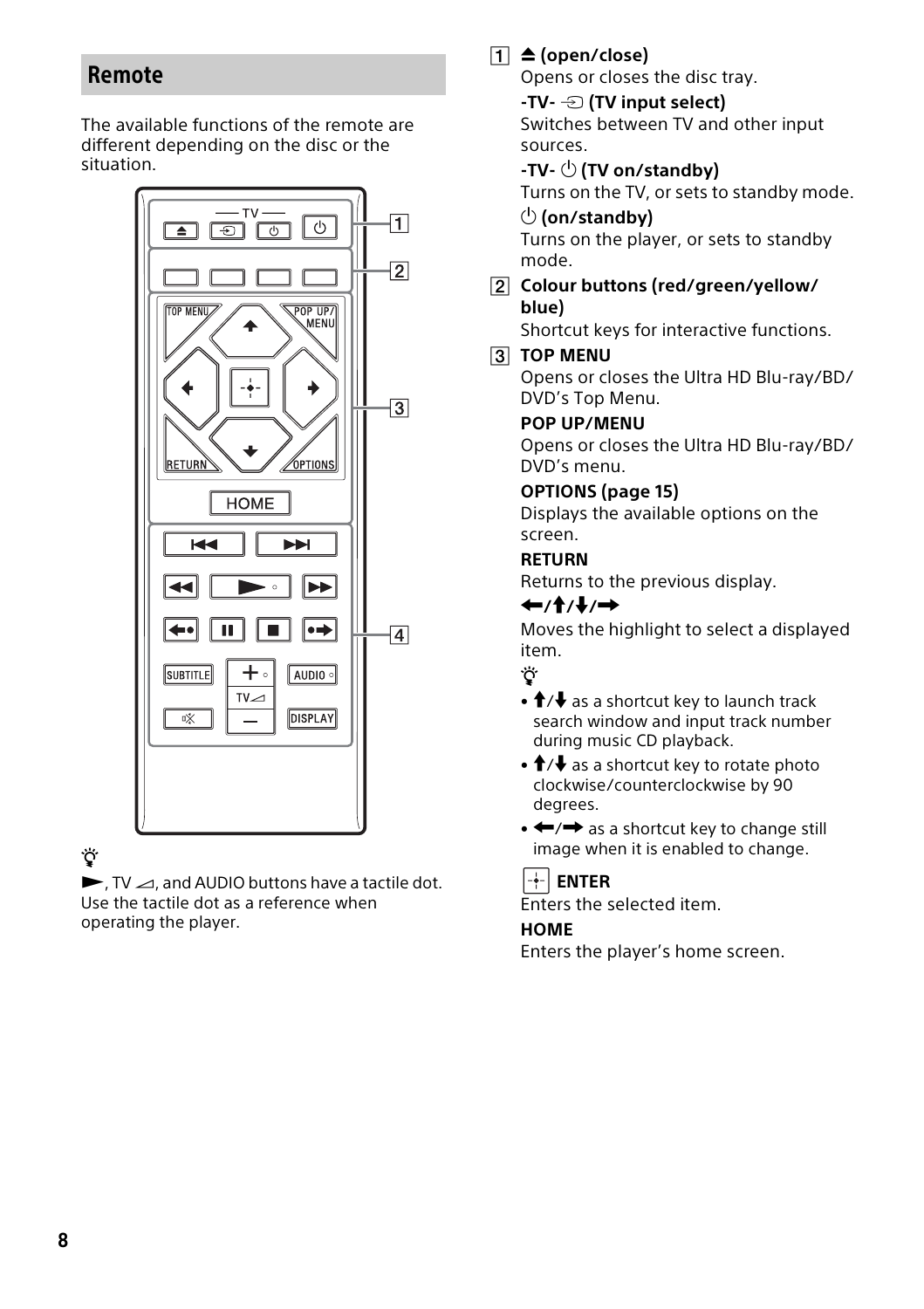## Remote

The available functions of the remote are different depending on the disc or the situation.

💡

►, TV ◿, and AUDIO buttons have a tactile dot. Use the tactile dot as a reference when operating the player.

1. **⏏ (open/close)**
   Opens or closes the disc tray.

   **-TV- ⇥ (TV input select)**
   Switches between TV and other input sources.

   **-TV- ⏻ (TV on/standby)**
   Turns on the TV, or sets to standby mode.

   **⏻ (on/standby)**
   Turns on the player, or sets to standby mode.

2. **Colour buttons (red/green/yellow/blue)**
   Shortcut keys for interactive functions.

3. **TOP MENU**
   Opens or closes the Ultra HD Blu-ray/BD/DVD's Top Menu.

   **POP UP/MENU**
   Opens or closes the Ultra HD Blu-ray/BD/DVD's menu.

   **OPTIONS (page 15)**
   Displays the available options on the screen.

   **RETURN**
   Returns to the previous display.

   **←/↑/↓/→**
   Moves the highlight to select a displayed item.

   💡

   - ↑/↓ as a shortcut key to launch track search window and input track number during music CD playback.
   - ↑/↓ as a shortcut key to rotate photo clockwise/counterclockwise by 90 degrees.
   - ←/→ as a shortcut key to change still image when it is enabled to change.

   **ENTER**
   Enters the selected item.

   **HOME**
   Enters the player's home screen.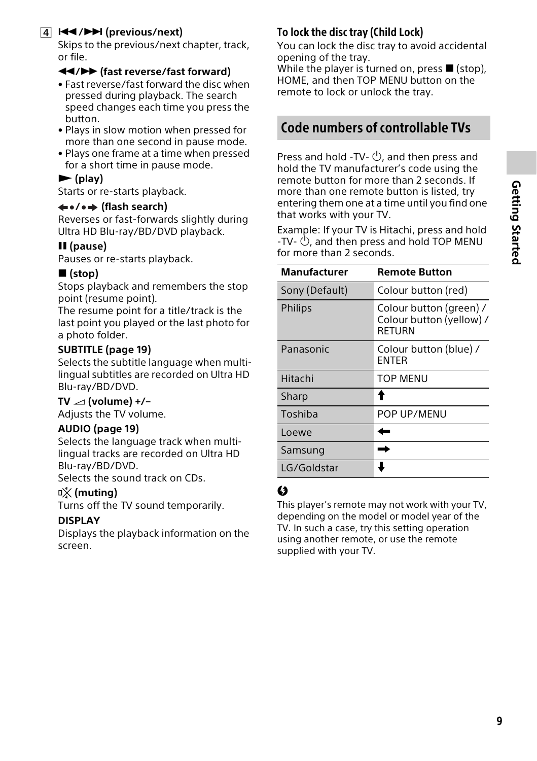4 **⏮/⏭ (previous/next)**

Skips to the previous/next chapter, track, or file.

**◀◀/▶▶ (fast reverse/fast forward)**

- Fast reverse/fast forward the disc when pressed during playback. The search speed changes each time you press the button.
- Plays in slow motion when pressed for more than one second in pause mode.
- Plays one frame at a time when pressed for a short time in pause mode.

**▶ (play)**

Starts or re-starts playback.

**⬅●/●➡ (flash search)**

Reverses or fast-forwards slightly during Ultra HD Blu-ray/BD/DVD playback.

**❚❚ (pause)**

Pauses or re-starts playback.

**■ (stop)**

Stops playback and remembers the stop point (resume point).
The resume point for a title/track is the last point you played or the last photo for a photo folder.

**SUBTITLE (page 19)**

Selects the subtitle language when multi-lingual subtitles are recorded on Ultra HD Blu-ray/BD/DVD.

**TV ◿ (volume) +/–**

Adjusts the TV volume.

**AUDIO (page 19)**

Selects the language track when multi-lingual tracks are recorded on Ultra HD Blu-ray/BD/DVD.
Selects the sound track on CDs.

**🔇 (muting)**

Turns off the TV sound temporarily.

**DISPLAY**

Displays the playback information on the screen.

### To lock the disc tray (Child Lock)

You can lock the disc tray to avoid accidental opening of the tray.
While the player is turned on, press ■ (stop), HOME, and then TOP MENU button on the remote to lock or unlock the tray.

## Code numbers of controllable TVs

Press and hold -TV- ⏻, and then press and hold the TV manufacturer's code using the remote button for more than 2 seconds. If more than one remote button is listed, try entering them one at a time until you find one that works with your TV.

Example: If your TV is Hitachi, press and hold -TV- ⏻, and then press and hold TOP MENU for more than 2 seconds.

| Manufacturer | Remote Button |
| --- | --- |
| Sony (Default) | Colour button (red) |
| Philips | Colour button (green) / Colour button (yellow) / RETURN |
| Panasonic | Colour button (blue) / ENTER |
| Hitachi | TOP MENU |
| Sharp | ⬆ |
| Toshiba | POP UP/MENU |
| Loewe | ⬅ |
| Samsung | ➡ |
| LG/Goldstar | ⬇ |

This player's remote may not work with your TV, depending on the model or model year of the TV. In such a case, try this setting operation using another remote, or use the remote supplied with your TV.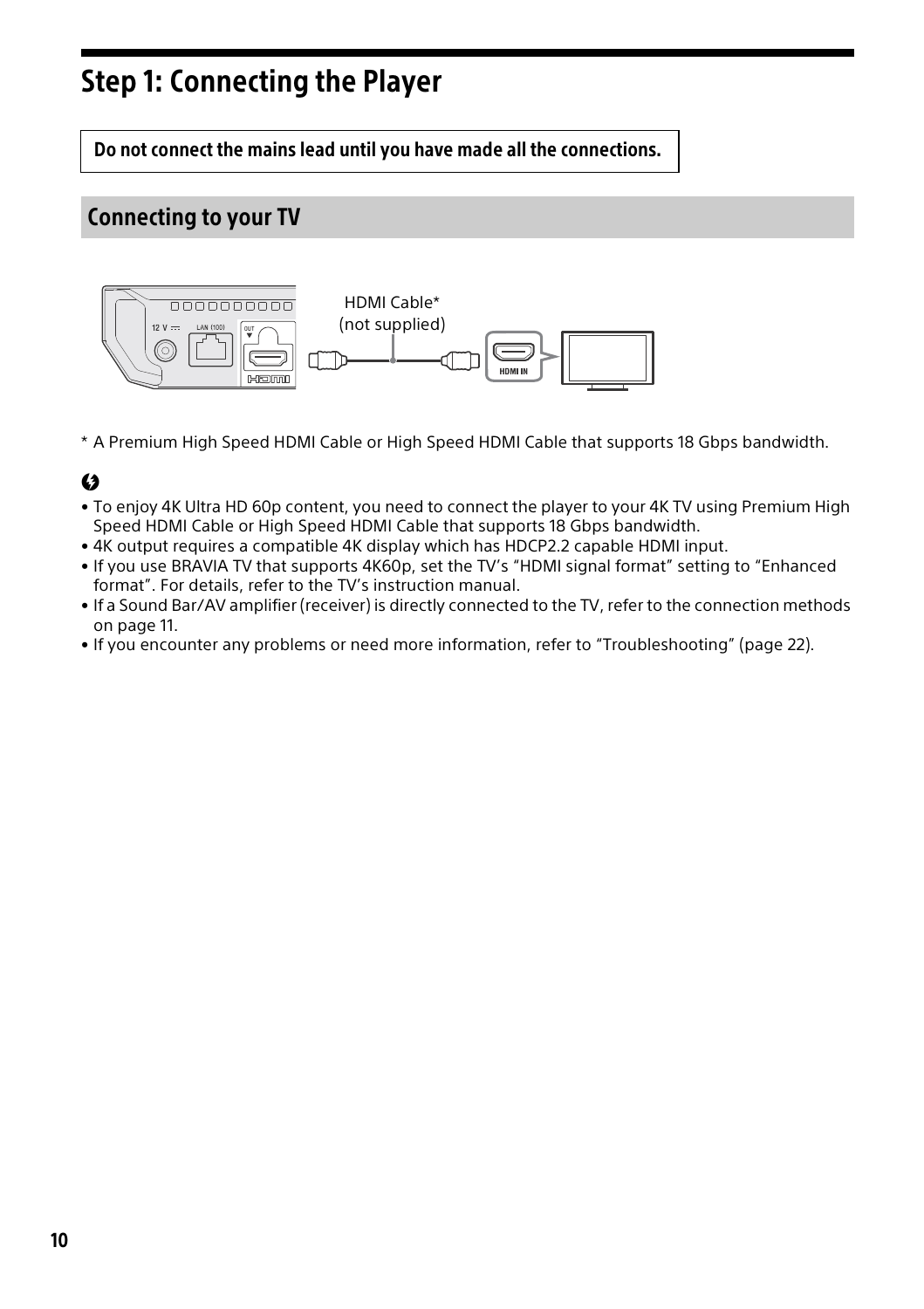# Step 1: Connecting the Player

**Do not connect the mains lead until you have made all the connections.**

## Connecting to your TV

HDMI Cable*
(not supplied)

\* A Premium High Speed HDMI Cable or High Speed HDMI Cable that supports 18 Gbps bandwidth.

- To enjoy 4K Ultra HD 60p content, you need to connect the player to your 4K TV using Premium High Speed HDMI Cable or High Speed HDMI Cable that supports 18 Gbps bandwidth.
- 4K output requires a compatible 4K display which has HDCP2.2 capable HDMI input.
- If you use BRAVIA TV that supports 4K60p, set the TV's "HDMI signal format" setting to "Enhanced format". For details, refer to the TV's instruction manual.
- If a Sound Bar/AV amplifier (receiver) is directly connected to the TV, refer to the connection methods on page 11.
- If you encounter any problems or need more information, refer to "Troubleshooting" (page 22).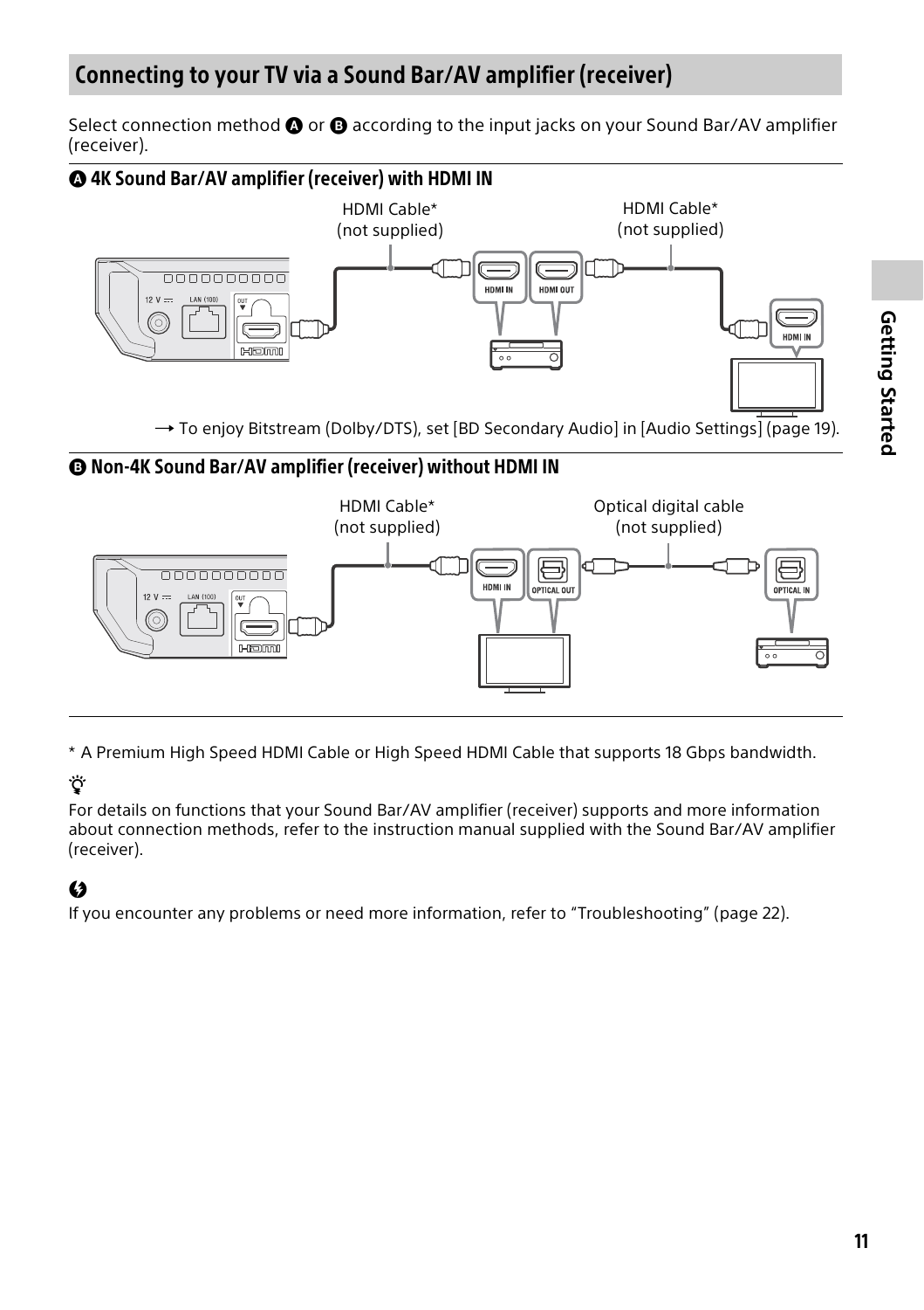## Connecting to your TV via a Sound Bar/AV amplifier (receiver)

Select connection method A or B according to the input jacks on your Sound Bar/AV amplifier (receiver).

### A 4K Sound Bar/AV amplifier (receiver) with HDMI IN

HDMI Cable* (not supplied)

HDMI Cable* (not supplied)

→ To enjoy Bitstream (Dolby/DTS), set [BD Secondary Audio] in [Audio Settings] (page 19).

### B Non-4K Sound Bar/AV amplifier (receiver) without HDMI IN

HDMI Cable* (not supplied)

Optical digital cable (not supplied)

* A Premium High Speed HDMI Cable or High Speed HDMI Cable that supports 18 Gbps bandwidth.

For details on functions that your Sound Bar/AV amplifier (receiver) supports and more information about connection methods, refer to the instruction manual supplied with the Sound Bar/AV amplifier (receiver).

If you encounter any problems or need more information, refer to "Troubleshooting" (page 22).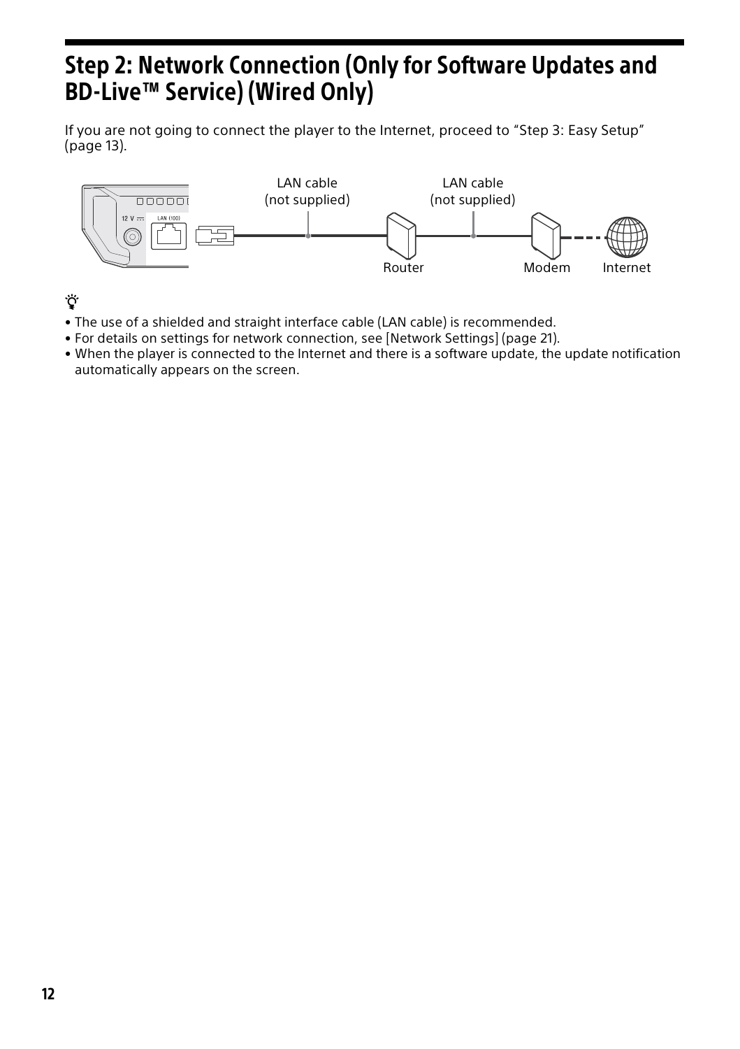# Step 2: Network Connection (Only for Software Updates and BD-Live™ Service) (Wired Only)

If you are not going to connect the player to the Internet, proceed to “Step 3: Easy Setup” (page 13).

LAN cable (not supplied)

LAN cable (not supplied)

Router

Modem

Internet

- The use of a shielded and straight interface cable (LAN cable) is recommended.
- For details on settings for network connection, see [Network Settings] (page 21).
- When the player is connected to the Internet and there is a software update, the update notification automatically appears on the screen.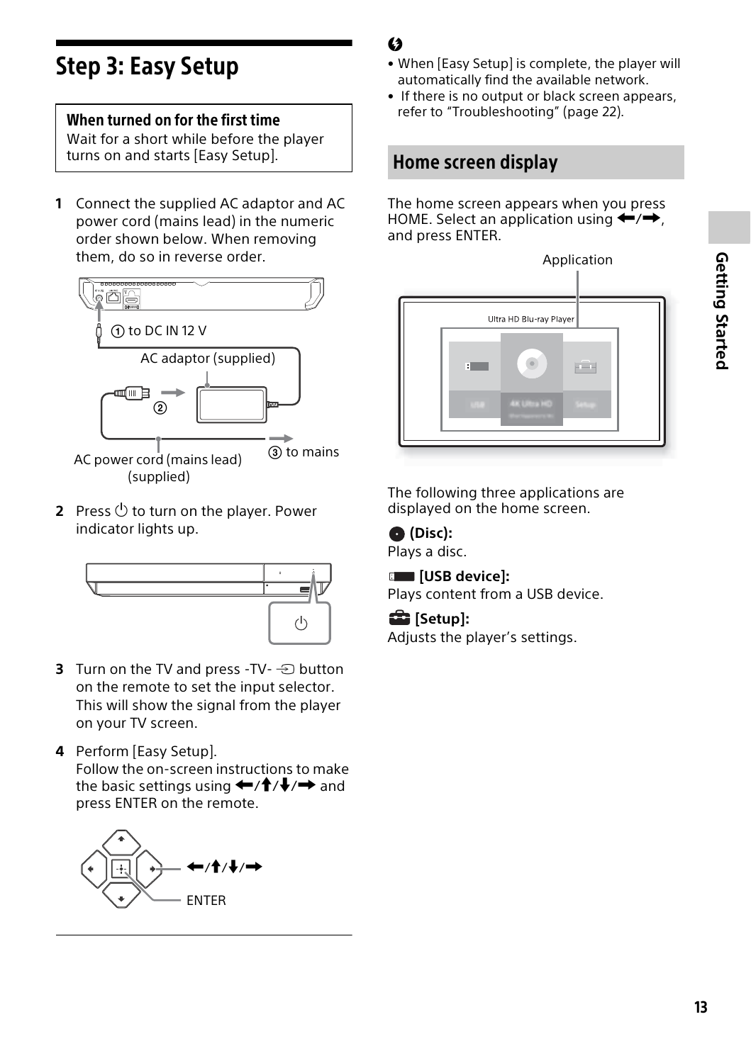# Step 3: Easy Setup

**When turned on for the first time**
Wait for a short while before the player turns on and starts [Easy Setup].

**1** Connect the supplied AC adaptor and AC power cord (mains lead) in the numeric order shown below. When removing them, do so in reverse order.

①to DC IN 12 V

AC adaptor (supplied)

②

AC power cord (mains lead) (supplied)

③ to mains

**2** Press ⏻ to turn on the player. Power indicator lights up.

**3** Turn on the TV and press -TV- ⊕ button on the remote to set the input selector. This will show the signal from the player on your TV screen.

**4** Perform [Easy Setup].
Follow the on-screen instructions to make the basic settings using ←/↑/↓/→ and press ENTER on the remote.

←/↑/↓/→

ENTER

- When [Easy Setup] is complete, the player will automatically find the available network.
- If there is no output or black screen appears, refer to "Troubleshooting" (page 22).

## Home screen display

The home screen appears when you press HOME. Select an application using ←/→, and press ENTER.

Application

Ultra HD Blu-ray Player

The following three applications are displayed on the home screen.

**(Disc):**
Plays a disc.

**[USB device]:**
Plays content from a USB device.

**[Setup]:**
Adjusts the player's settings.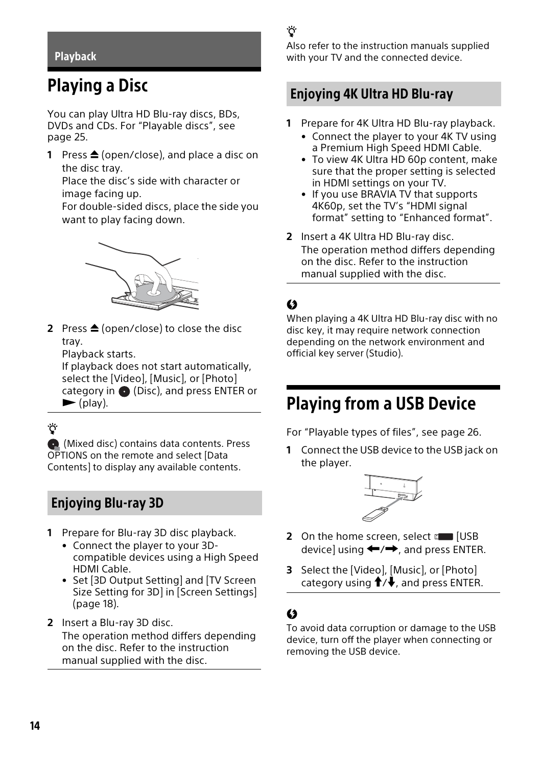## Playback

# Playing a Disc

You can play Ultra HD Blu-ray discs, BDs, DVDs and CDs. For "Playable discs", see page 25.

1. Press ⏏ (open/close), and place a disc on the disc tray.
   Place the disc's side with character or image facing up.
   For double-sided discs, place the side you want to play facing down.

2. Press ⏏ (open/close) to close the disc tray.
   Playback starts.
   If playback does not start automatically, select the [Video], [Music], or [Photo] category in (Disc), and press ENTER or ► (play).

**Tip**

(Mixed disc) contains data contents. Press OPTIONS on the remote and select [Data Contents] to display any available contents.

## Enjoying Blu-ray 3D

1. Prepare for Blu-ray 3D disc playback.
   - Connect the player to your 3D-compatible devices using a High Speed HDMI Cable.
   - Set [3D Output Setting] and [TV Screen Size Setting for 3D] in [Screen Settings] (page 18).

2. Insert a Blu-ray 3D disc.
   The operation method differs depending on the disc. Refer to the instruction manual supplied with the disc.

**Tip**

Also refer to the instruction manuals supplied with your TV and the connected device.

## Enjoying 4K Ultra HD Blu-ray

1. Prepare for 4K Ultra HD Blu-ray playback.
   - Connect the player to your 4K TV using a Premium High Speed HDMI Cable.
   - To view 4K Ultra HD 60p content, make sure that the proper setting is selected in HDMI settings on your TV.
   - If you use BRAVIA TV that supports 4K60p, set the TV's "HDMI signal format" setting to "Enhanced format".

2. Insert a 4K Ultra HD Blu-ray disc.
   The operation method differs depending on the disc. Refer to the instruction manual supplied with the disc.

**Note**

When playing a 4K Ultra HD Blu-ray disc with no disc key, it may require network connection depending on the network environment and official key server (Studio).

# Playing from a USB Device

For "Playable types of files", see page 26.

1. Connect the USB device to the USB jack on the player.

2. On the home screen, select [USB device] using ←/→, and press ENTER.

3. Select the [Video], [Music], or [Photo] category using ↑/↓, and press ENTER.

**Note**

To avoid data corruption or damage to the USB device, turn off the player when connecting or removing the USB device.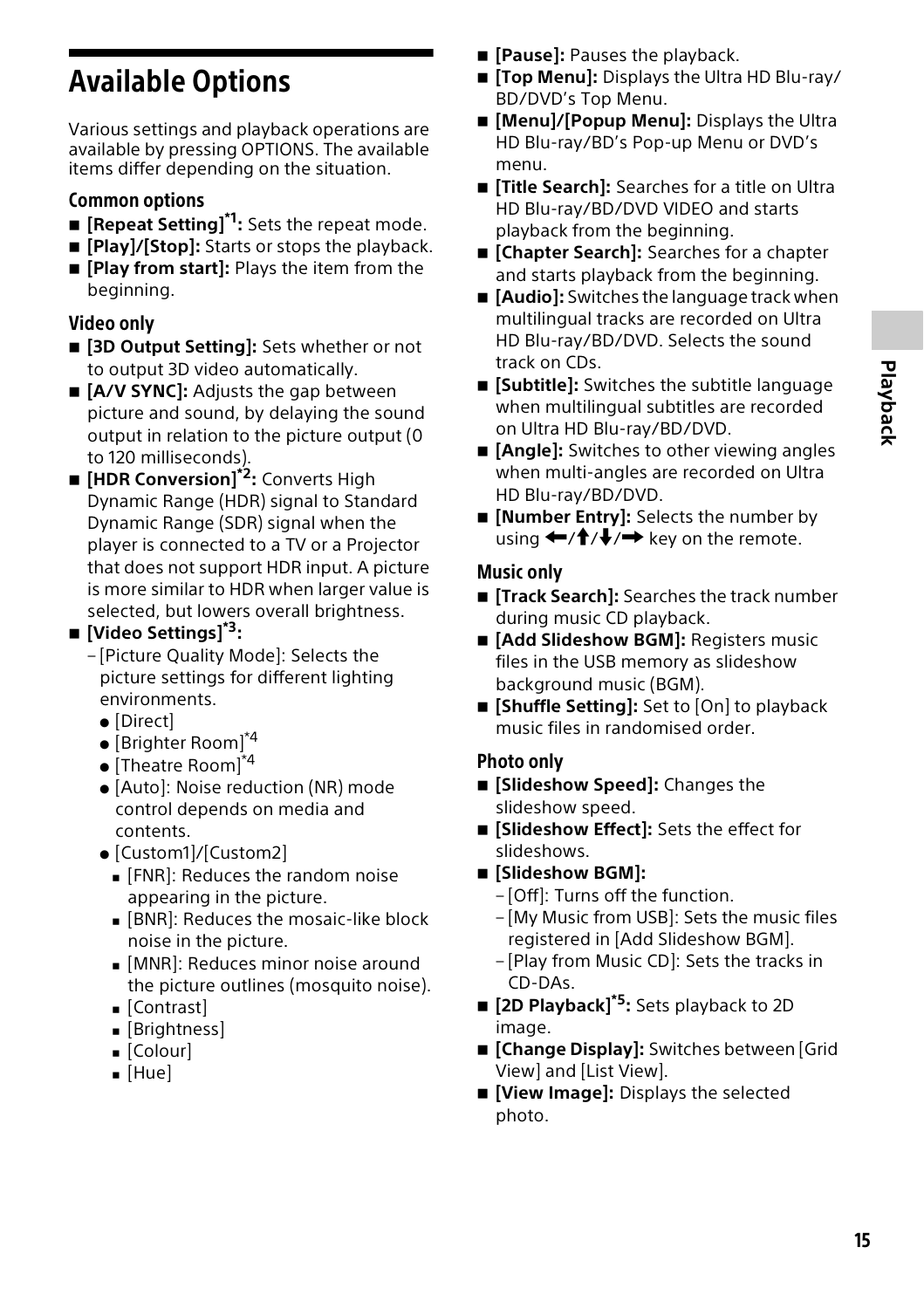# Available Options

Various settings and playback operations are available by pressing OPTIONS. The available items differ depending on the situation.

### Common options

- **[Repeat Setting]**[*1]**:** Sets the repeat mode.
- **[Play]/[Stop]:** Starts or stops the playback.
- **[Play from start]:** Plays the item from the beginning.

### Video only

- **[3D Output Setting]:** Sets whether or not to output 3D video automatically.
- **[A/V SYNC]:** Adjusts the gap between picture and sound, by delaying the sound output in relation to the picture output (0 to 120 milliseconds).
- **[HDR Conversion]**[*2]**:** Converts High Dynamic Range (HDR) signal to Standard Dynamic Range (SDR) signal when the player is connected to a TV or a Projector that does not support HDR input. A picture is more similar to HDR when larger value is selected, but lowers overall brightness.
- **[Video Settings]**[*3]**:**
  - [Picture Quality Mode]: Selects the picture settings for different lighting environments.
    - [Direct]
    - [Brighter Room][*4]
    - [Theatre Room][*4]
    - [Auto]: Noise reduction (NR) mode control depends on media and contents.
    - [Custom1]/[Custom2]
      - [FNR]: Reduces the random noise appearing in the picture.
      - [BNR]: Reduces the mosaic-like block noise in the picture.
      - [MNR]: Reduces minor noise around the picture outlines (mosquito noise).
      - [Contrast]
      - [Brightness]
      - [Colour]
      - [Hue]
- **[Pause]:** Pauses the playback.
- **[Top Menu]:** Displays the Ultra HD Blu-ray/ BD/DVD's Top Menu.
- **[Menu]/[Popup Menu]:** Displays the Ultra HD Blu-ray/BD's Pop-up Menu or DVD's menu.
- **[Title Search]:** Searches for a title on Ultra HD Blu-ray/BD/DVD VIDEO and starts playback from the beginning.
- **[Chapter Search]:** Searches for a chapter and starts playback from the beginning.
- **[Audio]:** Switches the language track when multilingual tracks are recorded on Ultra HD Blu-ray/BD/DVD. Selects the sound track on CDs.
- **[Subtitle]:** Switches the subtitle language when multilingual subtitles are recorded on Ultra HD Blu-ray/BD/DVD.
- **[Angle]:** Switches to other viewing angles when multi-angles are recorded on Ultra HD Blu-ray/BD/DVD.
- **[Number Entry]:** Selects the number by using ←/↑/↓/→ key on the remote.

### Music only

- **[Track Search]:** Searches the track number during music CD playback.
- **[Add Slideshow BGM]:** Registers music files in the USB memory as slideshow background music (BGM).
- **[Shuffle Setting]:** Set to [On] to playback music files in randomised order.

### Photo only

- **[Slideshow Speed]:** Changes the slideshow speed.
- **[Slideshow Effect]:** Sets the effect for slideshows.
- **[Slideshow BGM]:**
  - [Off]: Turns off the function.
  - [My Music from USB]: Sets the music files registered in [Add Slideshow BGM].
  - [Play from Music CD]: Sets the tracks in CD-DAs.
- **[2D Playback]**[*5]**:** Sets playback to 2D image.
- **[Change Display]:** Switches between [Grid View] and [List View].
- **[View Image]:** Displays the selected photo.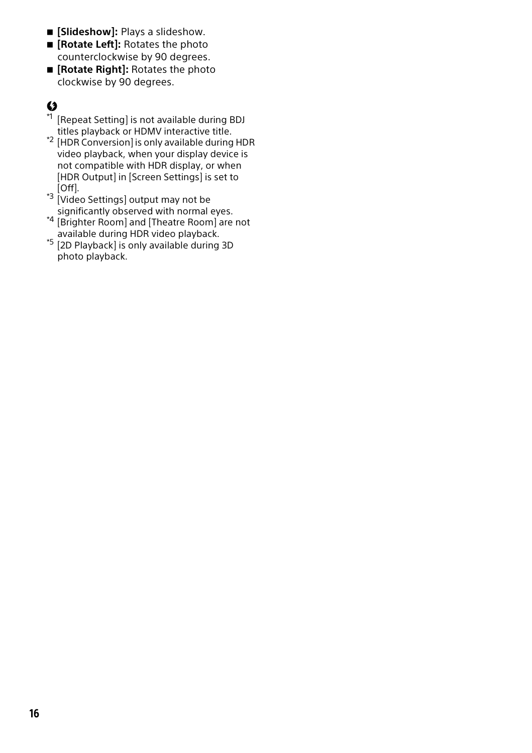- **[Slideshow]:** Plays a slideshow.
- **[Rotate Left]:** Rotates the photo counterclockwise by 90 degrees.
- **[Rotate Right]:** Rotates the photo clockwise by 90 degrees.

[*1] [Repeat Setting] is not available during BDJ titles playback or HDMV interactive title.

[*2] [HDR Conversion] is only available during HDR video playback, when your display device is not compatible with HDR display, or when [HDR Output] in [Screen Settings] is set to [Off].

[*3] [Video Settings] output may not be significantly observed with normal eyes.

[*4] [Brighter Room] and [Theatre Room] are not available during HDR video playback.

[*5] [2D Playback] is only available during 3D photo playback.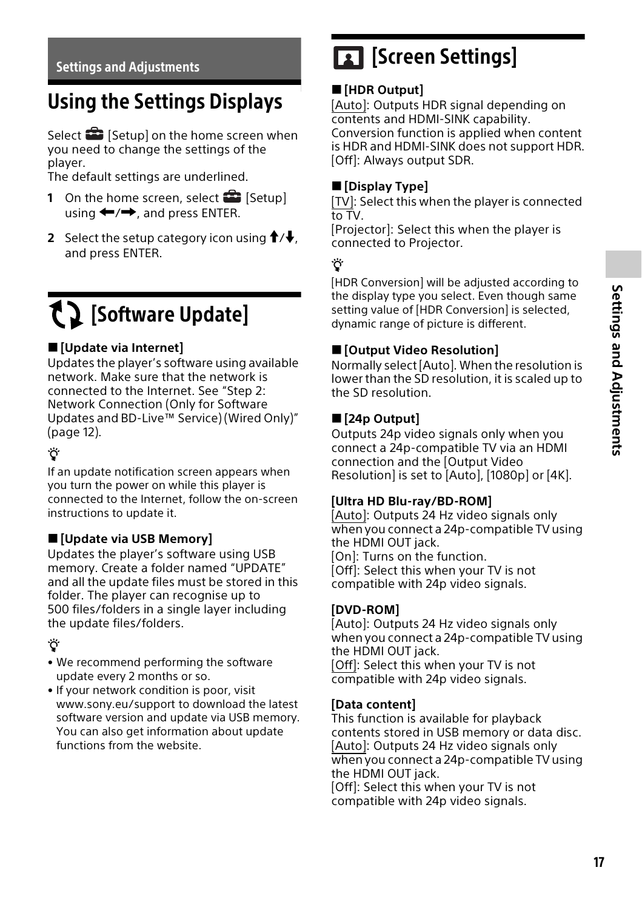Settings and Adjustments

# Using the Settings Displays

Select [Setup] on the home screen when you need to change the settings of the player.
The default settings are underlined.

1. On the home screen, select [Setup] using ←/→, and press ENTER.
2. Select the setup category icon using ↑/↓, and press ENTER.

## [Software Update]

### ■ [Update via Internet]

Updates the player's software using available network. Make sure that the network is connected to the Internet. See "Step 2: Network Connection (Only for Software Updates and BD-Live™ Service) (Wired Only)" (page 12).

If an update notification screen appears when you turn the power on while this player is connected to the Internet, follow the on-screen instructions to update it.

### ■ [Update via USB Memory]

Updates the player's software using USB memory. Create a folder named "UPDATE" and all the update files must be stored in this folder. The player can recognise up to 500 files/folders in a single layer including the update files/folders.

- We recommend performing the software update every 2 months or so.
- If your network condition is poor, visit www.sony.eu/support to download the latest software version and update via USB memory. You can also get information about update functions from the website.

## [Screen Settings]

### ■ [HDR Output]

<u>[Auto]</u>: Outputs HDR signal depending on contents and HDMI-SINK capability. Conversion function is applied when content is HDR and HDMI-SINK does not support HDR.
[Off]: Always output SDR.

### ■ [Display Type]

<u>[TV]</u>: Select this when the player is connected to TV.
[Projector]: Select this when the player is connected to Projector.

[HDR Conversion] will be adjusted according to the display type you select. Even though same setting value of [HDR Conversion] is selected, dynamic range of picture is different.

### ■ [Output Video Resolution]

Normally select [Auto]. When the resolution is lower than the SD resolution, it is scaled up to the SD resolution.

### ■ [24p Output]

Outputs 24p video signals only when you connect a 24p-compatible TV via an HDMI connection and the [Output Video Resolution] is set to [Auto], [1080p] or [4K].

**[Ultra HD Blu-ray/BD-ROM]**
<u>[Auto]</u>: Outputs 24 Hz video signals only when you connect a 24p-compatible TV using the HDMI OUT jack.
[On]: Turns on the function.
[Off]: Select this when your TV is not compatible with 24p video signals.

**[DVD-ROM]**
[Auto]: Outputs 24 Hz video signals only when you connect a 24p-compatible TV using the HDMI OUT jack.
<u>[Off]</u>: Select this when your TV is not compatible with 24p video signals.

**[Data content]**
This function is available for playback contents stored in USB memory or data disc.
<u>[Auto]</u>: Outputs 24 Hz video signals only when you connect a 24p-compatible TV using the HDMI OUT jack.
[Off]: Select this when your TV is not compatible with 24p video signals.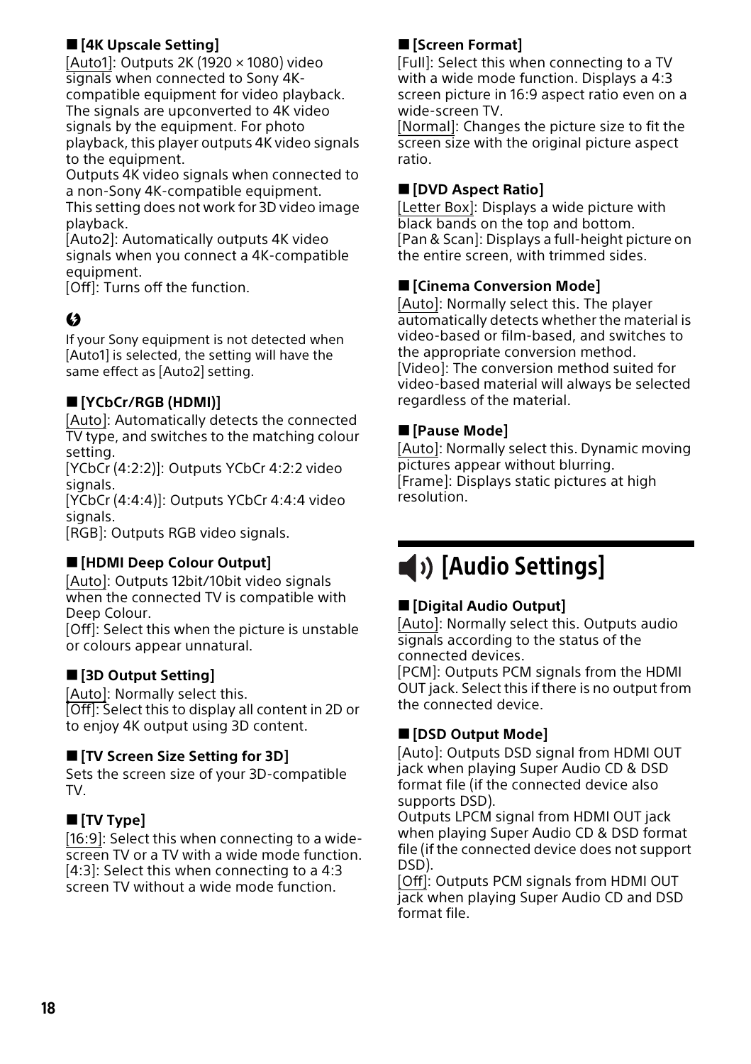### ■ [4K Upscale Setting]

[Auto1]: Outputs 2K (1920 × 1080) video signals when connected to Sony 4K-compatible equipment for video playback. The signals are upconverted to 4K video signals by the equipment. For photo playback, this player outputs 4K video signals to the equipment.
Outputs 4K video signals when connected to a non-Sony 4K-compatible equipment.
This setting does not work for 3D video image playback.
[Auto2]: Automatically outputs 4K video signals when you connect a 4K-compatible equipment.
[Off]: Turns off the function.

If your Sony equipment is not detected when [Auto1] is selected, the setting will have the same effect as [Auto2] setting.

### ■ [YCbCr/RGB (HDMI)]

[Auto]: Automatically detects the connected TV type, and switches to the matching colour setting.
[YCbCr (4:2:2)]: Outputs YCbCr 4:2:2 video signals.
[YCbCr (4:4:4)]: Outputs YCbCr 4:4:4 video signals.
[RGB]: Outputs RGB video signals.

### ■ [HDMI Deep Colour Output]

[Auto]: Outputs 12bit/10bit video signals when the connected TV is compatible with Deep Colour.
[Off]: Select this when the picture is unstable or colours appear unnatural.

### ■ [3D Output Setting]

[Auto]: Normally select this.
[Off]: Select this to display all content in 2D or to enjoy 4K output using 3D content.

### ■ [TV Screen Size Setting for 3D]

Sets the screen size of your 3D-compatible TV.

### ■ [TV Type]

[16:9]: Select this when connecting to a wide-screen TV or a TV with a wide mode function.
[4:3]: Select this when connecting to a 4:3 screen TV without a wide mode function.

### ■ [Screen Format]

[Full]: Select this when connecting to a TV with a wide mode function. Displays a 4:3 screen picture in 16:9 aspect ratio even on a wide-screen TV.
[Normal]: Changes the picture size to fit the screen size with the original picture aspect ratio.

### ■ [DVD Aspect Ratio]

[Letter Box]: Displays a wide picture with black bands on the top and bottom.
[Pan & Scan]: Displays a full-height picture on the entire screen, with trimmed sides.

### ■ [Cinema Conversion Mode]

[Auto]: Normally select this. The player automatically detects whether the material is video-based or film-based, and switches to the appropriate conversion method.
[Video]: The conversion method suited for video-based material will always be selected regardless of the material.

### ■ [Pause Mode]

[Auto]: Normally select this. Dynamic moving pictures appear without blurring.
[Frame]: Displays static pictures at high resolution.

## [Audio Settings]

### ■ [Digital Audio Output]

[Auto]: Normally select this. Outputs audio signals according to the status of the connected devices.
[PCM]: Outputs PCM signals from the HDMI OUT jack. Select this if there is no output from the connected device.

### ■ [DSD Output Mode]

[Auto]: Outputs DSD signal from HDMI OUT jack when playing Super Audio CD & DSD format file (if the connected device also supports DSD).
Outputs LPCM signal from HDMI OUT jack when playing Super Audio CD & DSD format file (if the connected device does not support DSD).
[Off]: Outputs PCM signals from HDMI OUT jack when playing Super Audio CD and DSD format file.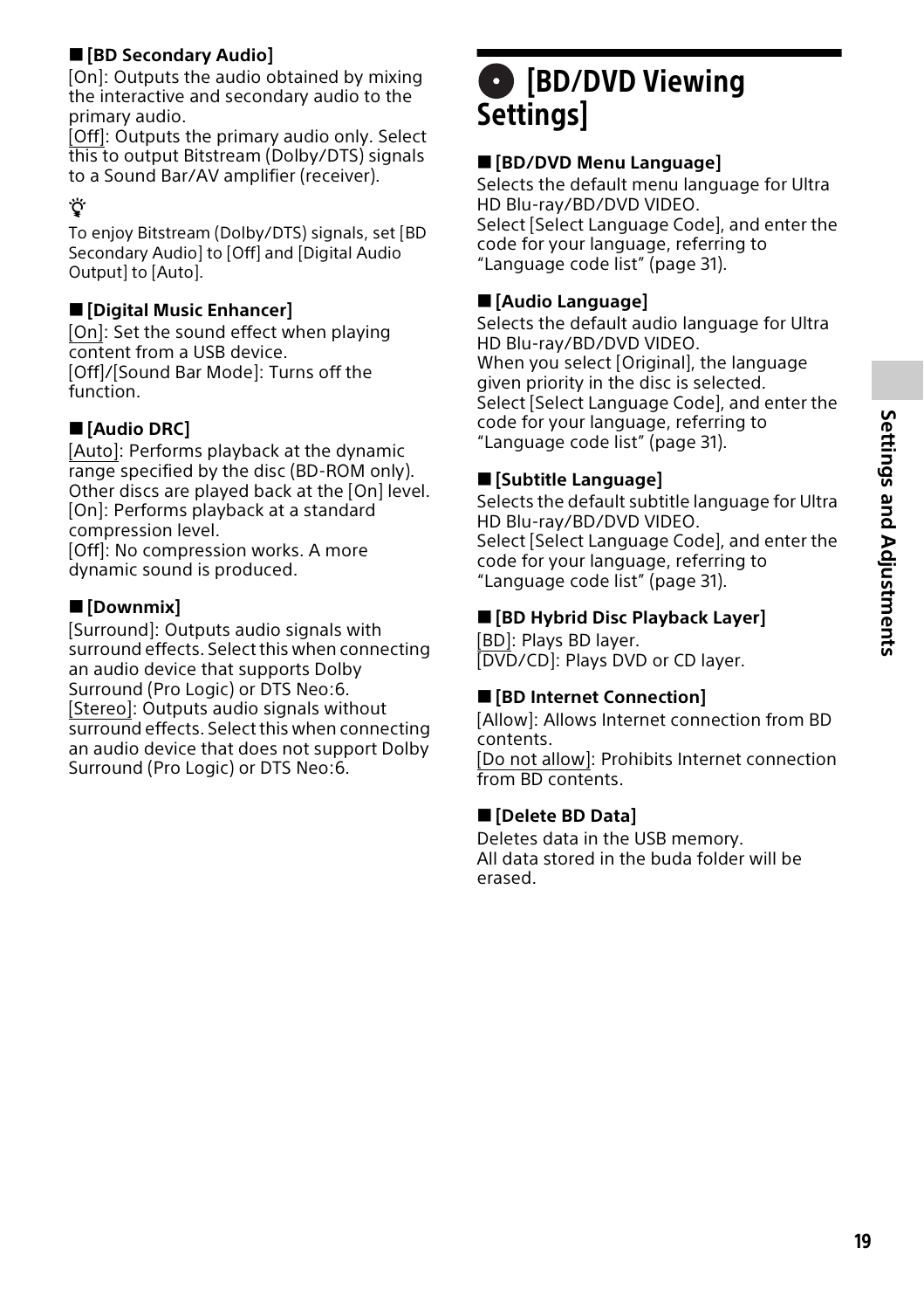### ■ [BD Secondary Audio]

[On]: Outputs the audio obtained by mixing the interactive and secondary audio to the primary audio.
[Off]: Outputs the primary audio only. Select this to output Bitstream (Dolby/DTS) signals to a Sound Bar/AV amplifier (receiver).

💡

To enjoy Bitstream (Dolby/DTS) signals, set [BD Secondary Audio] to [Off] and [Digital Audio Output] to [Auto].

### ■ [Digital Music Enhancer]

[On]: Set the sound effect when playing content from a USB device.
[Off]/[Sound Bar Mode]: Turns off the function.

### ■ [Audio DRC]

[Auto]: Performs playback at the dynamic range specified by the disc (BD-ROM only). Other discs are played back at the [On] level.
[On]: Performs playback at a standard compression level.
[Off]: No compression works. A more dynamic sound is produced.

### ■ [Downmix]

[Surround]: Outputs audio signals with surround effects. Select this when connecting an audio device that supports Dolby Surround (Pro Logic) or DTS Neo:6.
[Stereo]: Outputs audio signals without surround effects. Select this when connecting an audio device that does not support Dolby Surround (Pro Logic) or DTS Neo:6.

## [BD/DVD Viewing Settings]

### ■ [BD/DVD Menu Language]

Selects the default menu language for Ultra HD Blu-ray/BD/DVD VIDEO.
Select [Select Language Code], and enter the code for your language, referring to "Language code list" (page 31).

### ■ [Audio Language]

Selects the default audio language for Ultra HD Blu-ray/BD/DVD VIDEO.
When you select [Original], the language given priority in the disc is selected.
Select [Select Language Code], and enter the code for your language, referring to "Language code list" (page 31).

### ■ [Subtitle Language]

Selects the default subtitle language for Ultra HD Blu-ray/BD/DVD VIDEO.
Select [Select Language Code], and enter the code for your language, referring to "Language code list" (page 31).

### ■ [BD Hybrid Disc Playback Layer]

[BD]: Plays BD layer.
[DVD/CD]: Plays DVD or CD layer.

### ■ [BD Internet Connection]

[Allow]: Allows Internet connection from BD contents.
[Do not allow]: Prohibits Internet connection from BD contents.

### ■ [Delete BD Data]

Deletes data in the USB memory.
All data stored in the buda folder will be erased.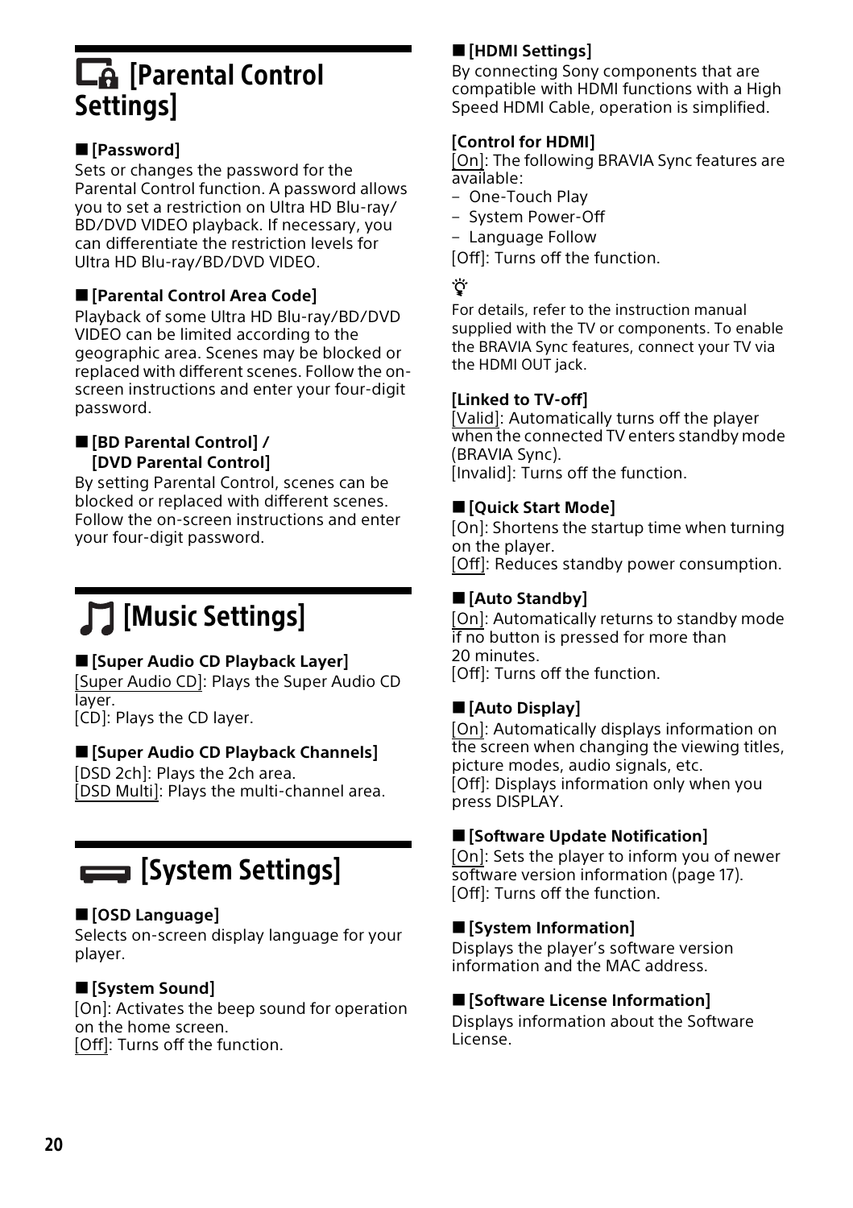# [Parental Control Settings]

### ■ [Password]

Sets or changes the password for the Parental Control function. A password allows you to set a restriction on Ultra HD Blu-ray/ BD/DVD VIDEO playback. If necessary, you can differentiate the restriction levels for Ultra HD Blu-ray/BD/DVD VIDEO.

### ■ [Parental Control Area Code]

Playback of some Ultra HD Blu-ray/BD/DVD VIDEO can be limited according to the geographic area. Scenes may be blocked or replaced with different scenes. Follow the on-screen instructions and enter your four-digit password.

### ■ [BD Parental Control] / [DVD Parental Control]

By setting Parental Control, scenes can be blocked or replaced with different scenes. Follow the on-screen instructions and enter your four-digit password.

# [Music Settings]

### ■ [Super Audio CD Playback Layer]

[Super Audio CD]: Plays the Super Audio CD layer.
[CD]: Plays the CD layer.

### ■ [Super Audio CD Playback Channels]

[DSD 2ch]: Plays the 2ch area.
[DSD Multi]: Plays the multi-channel area.

# [System Settings]

### ■ [OSD Language]

Selects on-screen display language for your player.

### ■ [System Sound]

[On]: Activates the beep sound for operation on the home screen.
[Off]: Turns off the function.

### ■ [HDMI Settings]

By connecting Sony components that are compatible with HDMI functions with a High Speed HDMI Cable, operation is simplified.

**[Control for HDMI]**

[On]: The following BRAVIA Sync features are available:

- One-Touch Play
- System Power-Off
- Language Follow

[Off]: Turns off the function.

For details, refer to the instruction manual supplied with the TV or components. To enable the BRAVIA Sync features, connect your TV via the HDMI OUT jack.

**[Linked to TV-off]**

[Valid]: Automatically turns off the player when the connected TV enters standby mode (BRAVIA Sync).
[Invalid]: Turns off the function.

### ■ [Quick Start Mode]

[On]: Shortens the startup time when turning on the player.
[Off]: Reduces standby power consumption.

### ■ [Auto Standby]

[On]: Automatically returns to standby mode if no button is pressed for more than 20 minutes.
[Off]: Turns off the function.

### ■ [Auto Display]

[On]: Automatically displays information on the screen when changing the viewing titles, picture modes, audio signals, etc.
[Off]: Displays information only when you press DISPLAY.

### ■ [Software Update Notification]

[On]: Sets the player to inform you of newer software version information (page 17).
[Off]: Turns off the function.

### ■ [System Information]

Displays the player's software version information and the MAC address.

### ■ [Software License Information]

Displays information about the Software License.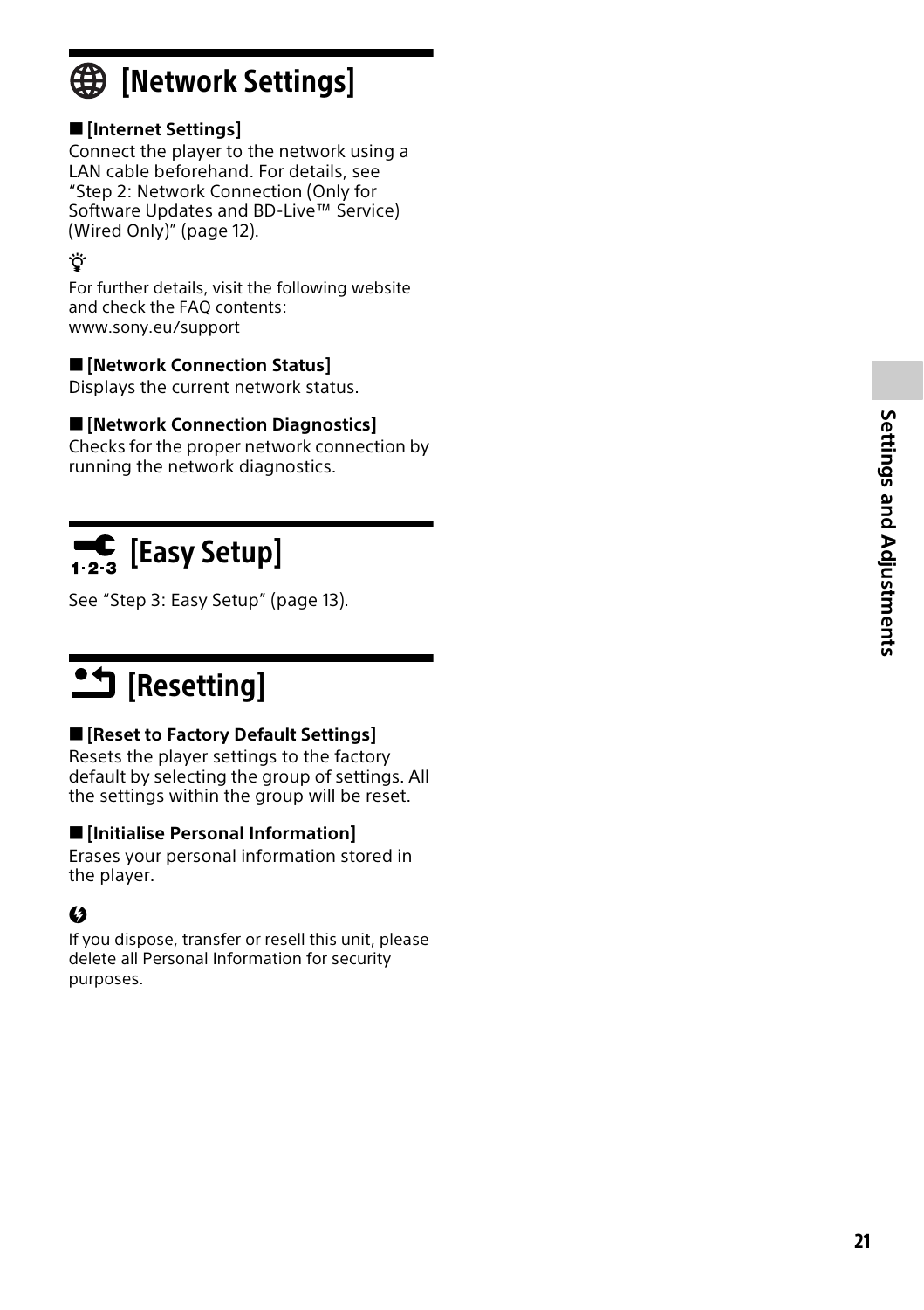# [Network Settings]

## ■ [Internet Settings]

Connect the player to the network using a LAN cable beforehand. For details, see "Step 2: Network Connection (Only for Software Updates and BD-Live™ Service) (Wired Only)" (page 12).

For further details, visit the following website and check the FAQ contents:
www.sony.eu/support

## ■ [Network Connection Status]

Displays the current network status.

## ■ [Network Connection Diagnostics]

Checks for the proper network connection by running the network diagnostics.

# [Easy Setup]

See "Step 3: Easy Setup" (page 13).

# [Resetting]

## ■ [Reset to Factory Default Settings]

Resets the player settings to the factory default by selecting the group of settings. All the settings within the group will be reset.

## ■ [Initialise Personal Information]

Erases your personal information stored in the player.

If you dispose, transfer or resell this unit, please delete all Personal Information for security purposes.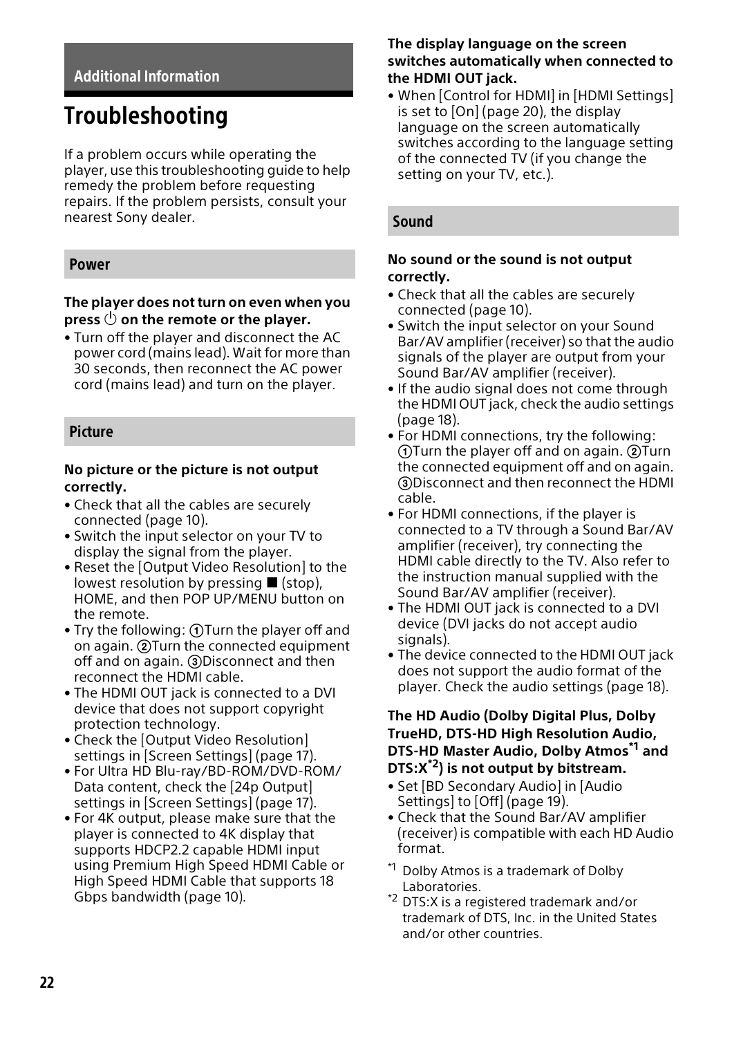## Additional Information

# Troubleshooting

If a problem occurs while operating the player, use this troubleshooting guide to help remedy the problem before requesting repairs. If the problem persists, consult your nearest Sony dealer.

## Power

**The player does not turn on even when you press ⏻ on the remote or the player.**

- Turn off the player and disconnect the AC power cord (mains lead). Wait for more than 30 seconds, then reconnect the AC power cord (mains lead) and turn on the player.

## Picture

**No picture or the picture is not output correctly.**

- Check that all the cables are securely connected (page 10).
- Switch the input selector on your TV to display the signal from the player.
- Reset the [Output Video Resolution] to the lowest resolution by pressing ■ (stop), HOME, and then POP UP/MENU button on the remote.
- Try the following: ①Turn the player off and on again. ②Turn the connected equipment off and on again. ③Disconnect and then reconnect the HDMI cable.
- The HDMI OUT jack is connected to a DVI device that does not support copyright protection technology.
- Check the [Output Video Resolution] settings in [Screen Settings] (page 17).
- For Ultra HD Blu-ray/BD-ROM/DVD-ROM/Data content, check the [24p Output] settings in [Screen Settings] (page 17).
- For 4K output, please make sure that the player is connected to 4K display that supports HDCP2.2 capable HDMI input using Premium High Speed HDMI Cable or High Speed HDMI Cable that supports 18 Gbps bandwidth (page 10).

**The display language on the screen switches automatically when connected to the HDMI OUT jack.**

- When [Control for HDMI] in [HDMI Settings] is set to [On] (page 20), the display language on the screen automatically switches according to the language setting of the connected TV (if you change the setting on your TV, etc.).

## Sound

**No sound or the sound is not output correctly.**

- Check that all the cables are securely connected (page 10).
- Switch the input selector on your Sound Bar/AV amplifier (receiver) so that the audio signals of the player are output from your Sound Bar/AV amplifier (receiver).
- If the audio signal does not come through the HDMI OUT jack, check the audio settings (page 18).
- For HDMI connections, try the following: ①Turn the player off and on again. ②Turn the connected equipment off and on again. ③Disconnect and then reconnect the HDMI cable.
- For HDMI connections, if the player is connected to a TV through a Sound Bar/AV amplifier (receiver), try connecting the HDMI cable directly to the TV. Also refer to the instruction manual supplied with the Sound Bar/AV amplifier (receiver).
- The HDMI OUT jack is connected to a DVI device (DVI jacks do not accept audio signals).
- The device connected to the HDMI OUT jack does not support the audio format of the player. Check the audio settings (page 18).

**The HD Audio (Dolby Digital Plus, Dolby TrueHD, DTS-HD High Resolution Audio, DTS-HD Master Audio, Dolby Atmos[*1] and DTS:X[*2]) is not output by bitstream.**

- Set [BD Secondary Audio] in [Audio Settings] to [Off] (page 19).
- Check that the Sound Bar/AV amplifier (receiver) is compatible with each HD Audio format.

[*1] Dolby Atmos is a trademark of Dolby Laboratories.

[*2] DTS:X is a registered trademark and/or trademark of DTS, Inc. in the United States and/or other countries.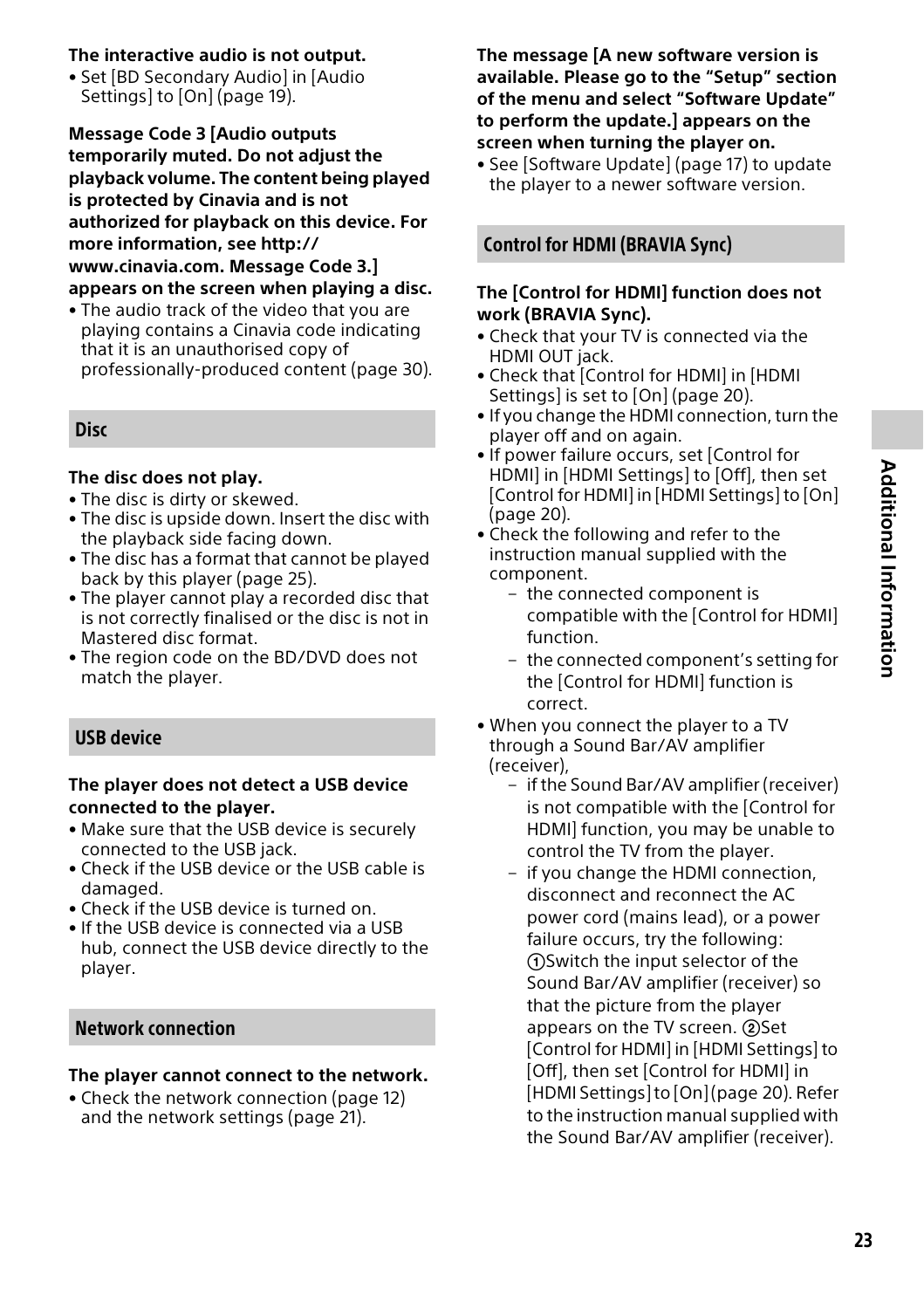**The interactive audio is not output.**

- Set [BD Secondary Audio] in [Audio Settings] to [On] (page 19).

**Message Code 3 [Audio outputs temporarily muted. Do not adjust the playback volume. The content being played is protected by Cinavia and is not authorized for playback on this device. For more information, see http://www.cinavia.com. Message Code 3.] appears on the screen when playing a disc.**

- The audio track of the video that you are playing contains a Cinavia code indicating that it is an unauthorised copy of professionally-produced content (page 30).

## Disc

**The disc does not play.**

- The disc is dirty or skewed.
- The disc is upside down. Insert the disc with the playback side facing down.
- The disc has a format that cannot be played back by this player (page 25).
- The player cannot play a recorded disc that is not correctly finalised or the disc is not in Mastered disc format.
- The region code on the BD/DVD does not match the player.

## USB device

**The player does not detect a USB device connected to the player.**

- Make sure that the USB device is securely connected to the USB jack.
- Check if the USB device or the USB cable is damaged.
- Check if the USB device is turned on.
- If the USB device is connected via a USB hub, connect the USB device directly to the player.

## Network connection

**The player cannot connect to the network.**

- Check the network connection (page 12) and the network settings (page 21).

**The message [A new software version is available. Please go to the "Setup" section of the menu and select "Software Update" to perform the update.] appears on the screen when turning the player on.**

- See [Software Update] (page 17) to update the player to a newer software version.

## Control for HDMI (BRAVIA Sync)

**The [Control for HDMI] function does not work (BRAVIA Sync).**

- Check that your TV is connected via the HDMI OUT jack.
- Check that [Control for HDMI] in [HDMI Settings] is set to [On] (page 20).
- If you change the HDMI connection, turn the player off and on again.
- If power failure occurs, set [Control for HDMI] in [HDMI Settings] to [Off], then set [Control for HDMI] in [HDMI Settings] to [On] (page 20).
- Check the following and refer to the instruction manual supplied with the component.
  - the connected component is compatible with the [Control for HDMI] function.
  - the connected component's setting for the [Control for HDMI] function is correct.
- When you connect the player to a TV through a Sound Bar/AV amplifier (receiver),
  - if the Sound Bar/AV amplifier (receiver) is not compatible with the [Control for HDMI] function, you may be unable to control the TV from the player.
  - if you change the HDMI connection, disconnect and reconnect the AC power cord (mains lead), or a power failure occurs, try the following: ①Switch the input selector of the Sound Bar/AV amplifier (receiver) so that the picture from the player appears on the TV screen. ②Set [Control for HDMI] in [HDMI Settings] to [Off], then set [Control for HDMI] in [HDMI Settings] to [On] (page 20). Refer to the instruction manual supplied with the Sound Bar/AV amplifier (receiver).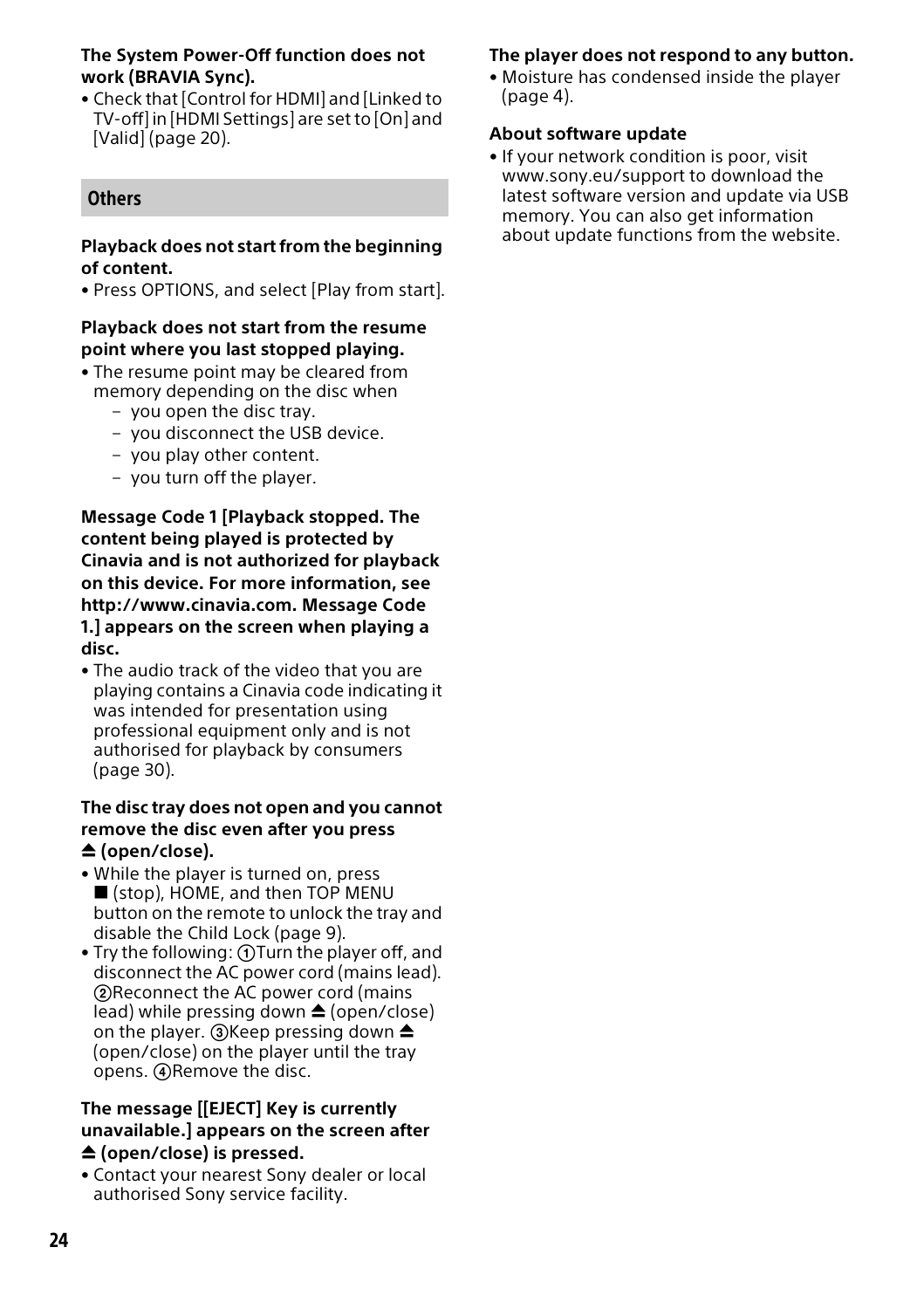**The System Power-Off function does not work (BRAVIA Sync).**

- Check that [Control for HDMI] and [Linked to TV-off] in [HDMI Settings] are set to [On] and [Valid] (page 20).

## Others

**Playback does not start from the beginning of content.**

- Press OPTIONS, and select [Play from start].

**Playback does not start from the resume point where you last stopped playing.**

- The resume point may be cleared from memory depending on the disc when
  - you open the disc tray.
  - you disconnect the USB device.
  - you play other content.
  - you turn off the player.

**Message Code 1 [Playback stopped. The content being played is protected by Cinavia and is not authorized for playback on this device. For more information, see http://www.cinavia.com. Message Code 1.] appears on the screen when playing a disc.**

- The audio track of the video that you are playing contains a Cinavia code indicating it was intended for presentation using professional equipment only and is not authorised for playback by consumers (page 30).

**The disc tray does not open and you cannot remove the disc even after you press ⏏ (open/close).**

- While the player is turned on, press ■ (stop), HOME, and then TOP MENU button on the remote to unlock the tray and disable the Child Lock (page 9).
- Try the following: ①Turn the player off, and disconnect the AC power cord (mains lead). ②Reconnect the AC power cord (mains lead) while pressing down ⏏ (open/close) on the player. ③Keep pressing down ⏏ (open/close) on the player until the tray opens. ④Remove the disc.

**The message [[EJECT] Key is currently unavailable.] appears on the screen after ⏏ (open/close) is pressed.**

- Contact your nearest Sony dealer or local authorised Sony service facility.

**The player does not respond to any button.**

- Moisture has condensed inside the player (page 4).

**About software update**

- If your network condition is poor, visit www.sony.eu/support to download the latest software version and update via USB memory. You can also get information about update functions from the website.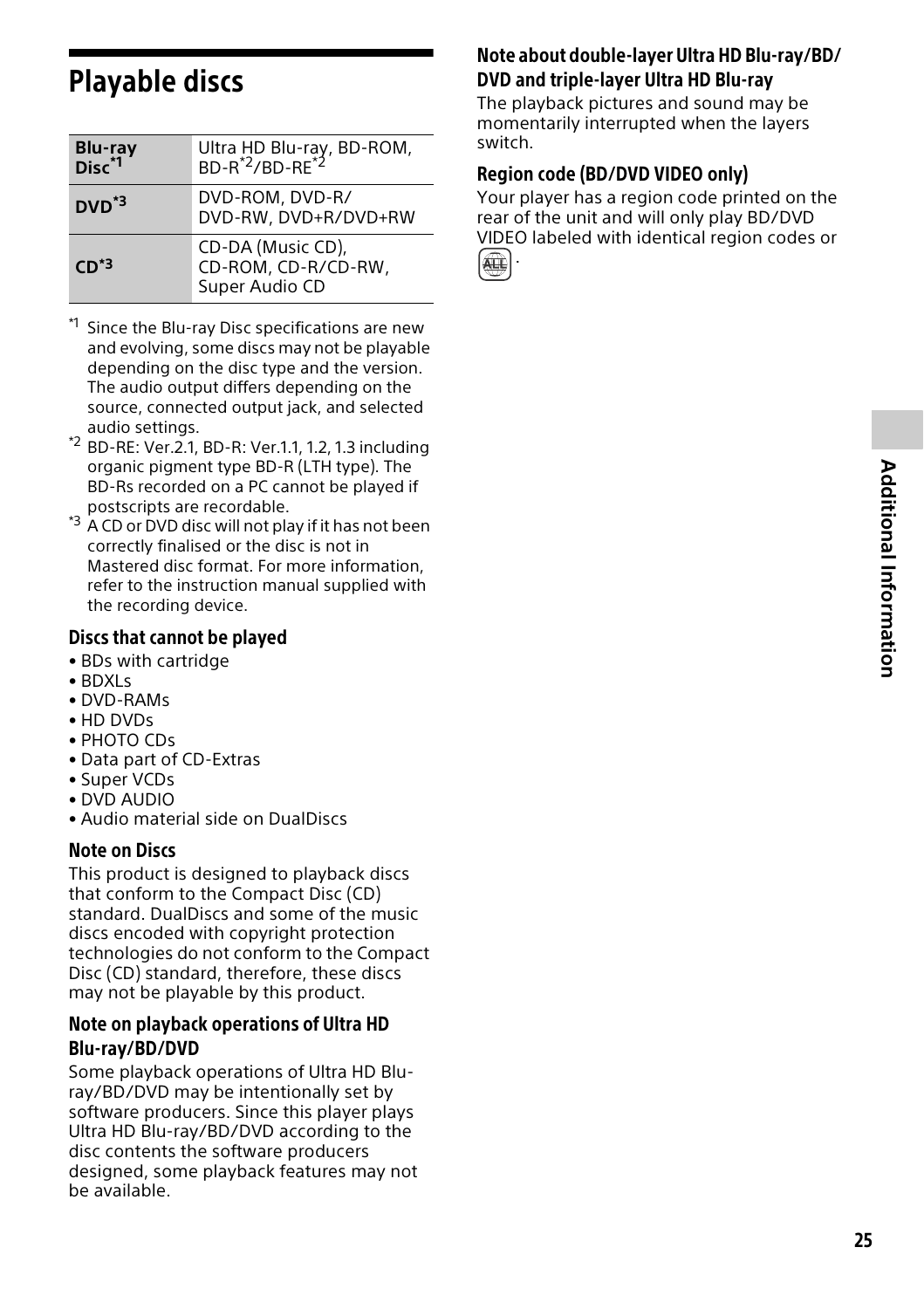# Playable discs

| Blu-ray Disc[*1] | Ultra HD Blu-ray, BD-ROM, BD-R[*2]/BD-RE[*2] |
|---|---|
| DVD[*3] | DVD-ROM, DVD-R/ DVD-RW, DVD+R/DVD+RW |
| CD[*3] | CD-DA (Music CD), CD-ROM, CD-R/CD-RW, Super Audio CD |

*1 Since the Blu-ray Disc specifications are new and evolving, some discs may not be playable depending on the disc type and the version. The audio output differs depending on the source, connected output jack, and selected audio settings.

*2 BD-RE: Ver.2.1, BD-R: Ver.1.1, 1.2, 1.3 including organic pigment type BD-R (LTH type). The BD-Rs recorded on a PC cannot be played if postscripts are recordable.

*3 A CD or DVD disc will not play if it has not been correctly finalised or the disc is not in Mastered disc format. For more information, refer to the instruction manual supplied with the recording device.

### Discs that cannot be played

- BDs with cartridge
- BDXLs
- DVD-RAMs
- HD DVDs
- PHOTO CDs
- Data part of CD-Extras
- Super VCDs
- DVD AUDIO
- Audio material side on DualDiscs

### Note on Discs

This product is designed to playback discs that conform to the Compact Disc (CD) standard. DualDiscs and some of the music discs encoded with copyright protection technologies do not conform to the Compact Disc (CD) standard, therefore, these discs may not be playable by this product.

### Note on playback operations of Ultra HD Blu-ray/BD/DVD

Some playback operations of Ultra HD Blu-ray/BD/DVD may be intentionally set by software producers. Since this player plays Ultra HD Blu-ray/BD/DVD according to the disc contents the software producers designed, some playback features may not be available.

### Note about double-layer Ultra HD Blu-ray/BD/DVD and triple-layer Ultra HD Blu-ray

The playback pictures and sound may be momentarily interrupted when the layers switch.

### Region code (BD/DVD VIDEO only)

Your player has a region code printed on the rear of the unit and will only play BD/DVD VIDEO labeled with identical region codes or ALL.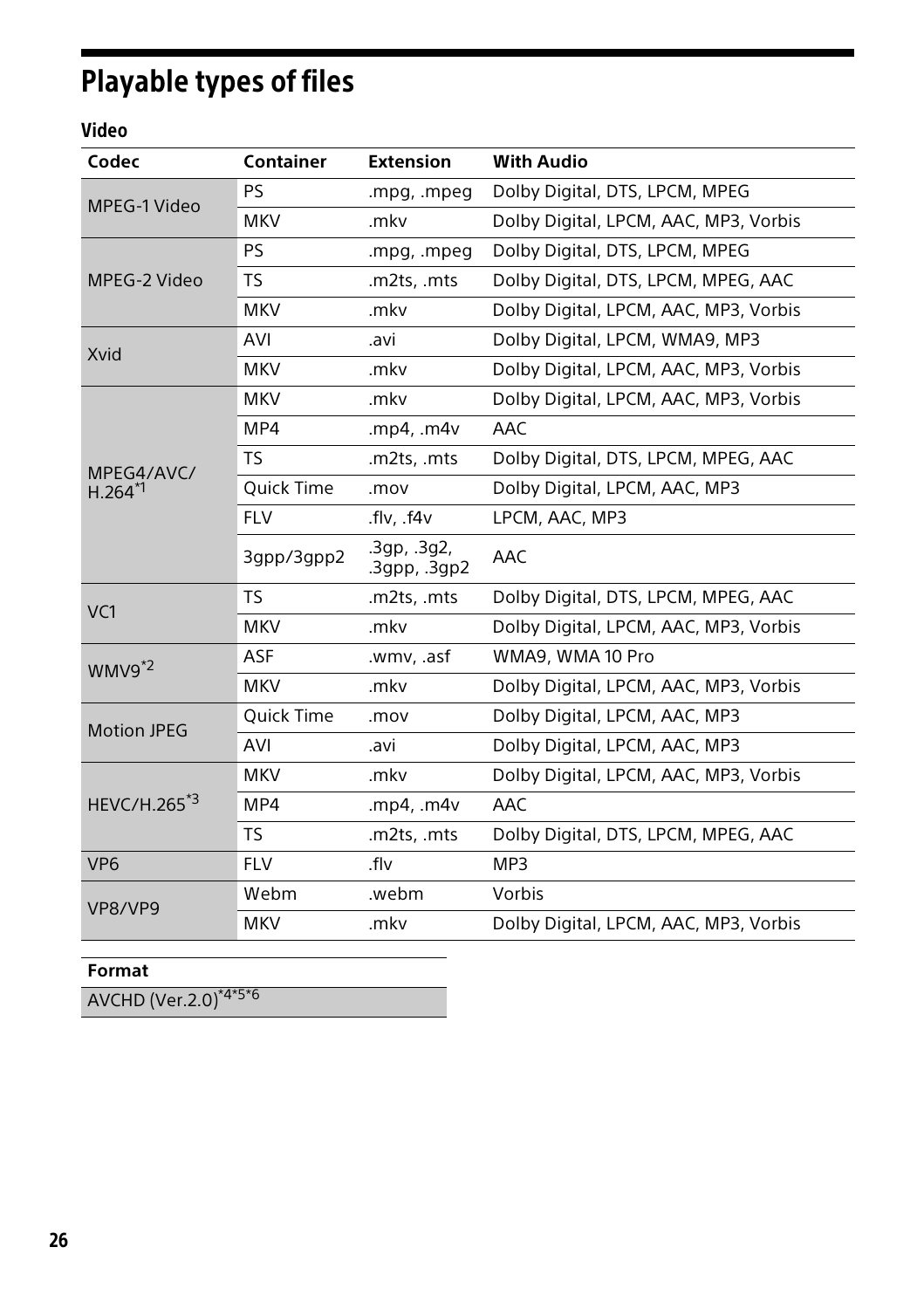# Playable types of files

### Video

| Codec | Container | Extension | With Audio |
|---|---|---|---|
| MPEG-1 Video | PS | .mpg, .mpeg | Dolby Digital, DTS, LPCM, MPEG |
| | MKV | .mkv | Dolby Digital, LPCM, AAC, MP3, Vorbis |
| MPEG-2 Video | PS | .mpg, .mpeg | Dolby Digital, DTS, LPCM, MPEG |
| | TS | .m2ts, .mts | Dolby Digital, DTS, LPCM, MPEG, AAC |
| | MKV | .mkv | Dolby Digital, LPCM, AAC, MP3, Vorbis |
| Xvid | AVI | .avi | Dolby Digital, LPCM, WMA9, MP3 |
| | MKV | .mkv | Dolby Digital, LPCM, AAC, MP3, Vorbis |
| MPEG4/AVC/ H.264*1 | MKV | .mkv | Dolby Digital, LPCM, AAC, MP3, Vorbis |
| | MP4 | .mp4, .m4v | AAC |
| | TS | .m2ts, .mts | Dolby Digital, DTS, LPCM, MPEG, AAC |
| | Quick Time | .mov | Dolby Digital, LPCM, AAC, MP3 |
| | FLV | .flv, .f4v | LPCM, AAC, MP3 |
| | 3gpp/3gpp2 | .3gp, .3g2, .3gpp, .3gp2 | AAC |
| VC1 | TS | .m2ts, .mts | Dolby Digital, DTS, LPCM, MPEG, AAC |
| | MKV | .mkv | Dolby Digital, LPCM, AAC, MP3, Vorbis |
| WMV9*2 | ASF | .wmv, .asf | WMA9, WMA 10 Pro |
| | MKV | .mkv | Dolby Digital, LPCM, AAC, MP3, Vorbis |
| Motion JPEG | Quick Time | .mov | Dolby Digital, LPCM, AAC, MP3 |
| | AVI | .avi | Dolby Digital, LPCM, AAC, MP3 |
| HEVC/H.265*3 | MKV | .mkv | Dolby Digital, LPCM, AAC, MP3, Vorbis |
| | MP4 | .mp4, .m4v | AAC |
| | TS | .m2ts, .mts | Dolby Digital, DTS, LPCM, MPEG, AAC |
| VP6 | FLV | .flv | MP3 |
| VP8/VP9 | Webm | .webm | Vorbis |
| | MKV | .mkv | Dolby Digital, LPCM, AAC, MP3, Vorbis |

| Format |
|---|
| AVCHD (Ver.2.0)*4*5*6 |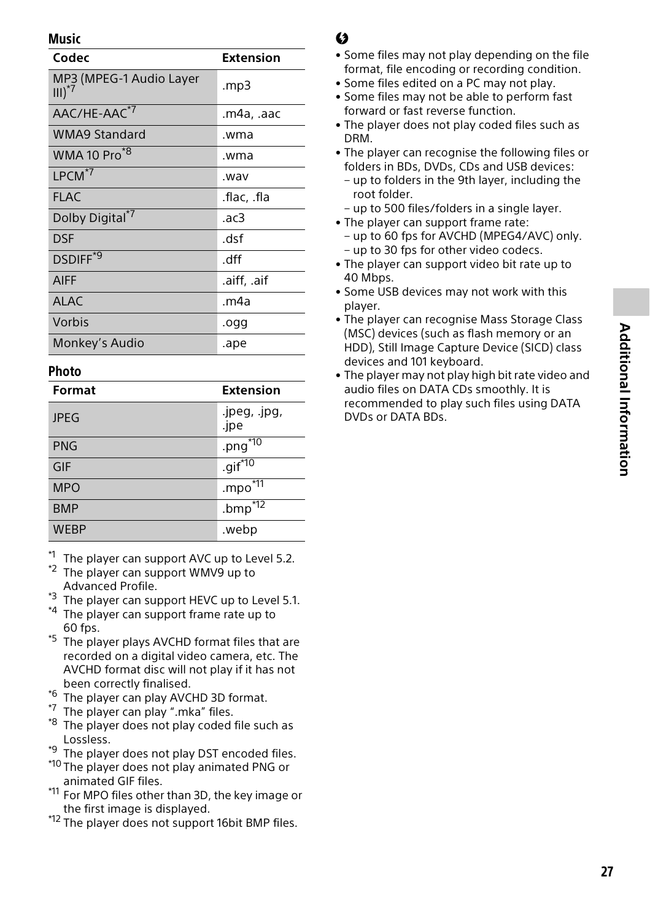### Music

| Codec | Extension |
|---|---|
| MP3 (MPEG-1 Audio Layer III)[*7] | .mp3 |
| AAC/HE-AAC[*7] | .m4a, .aac |
| WMA9 Standard | .wma |
| WMA 10 Pro[*8] | .wma |
| LPCM[*7] | .wav |
| FLAC | .flac, .fla |
| Dolby Digital[*7] | .ac3 |
| DSF | .dsf |
| DSDIFF[*9] | .dff |
| AIFF | .aiff, .aif |
| ALAC | .m4a |
| Vorbis | .ogg |
| Monkey's Audio | .ape |

### Photo

| Format | Extension |
|---|---|
| JPEG | .jpeg, .jpg, .jpe |
| PNG | .png[*10] |
| GIF | .gif[*10] |
| MPO | .mpo[*11] |
| BMP | .bmp[*12] |
| WEBP | .webp |

[*1] The player can support AVC up to Level 5.2.
[*2] The player can support WMV9 up to Advanced Profile.
[*3] The player can support HEVC up to Level 5.1.
[*4] The player can support frame rate up to 60 fps.
[*5] The player plays AVCHD format files that are recorded on a digital video camera, etc. The AVCHD format disc will not play if it has not been correctly finalised.
[*6] The player can play AVCHD 3D format.
[*7] The player can play ".mka" files.
[*8] The player does not play coded file such as Lossless.
[*9] The player does not play DST encoded files.
[*10] The player does not play animated PNG or animated GIF files.
[*11] For MPO files other than 3D, the key image or the first image is displayed.
[*12] The player does not support 16bit BMP files.

- Some files may not play depending on the file format, file encoding or recording condition.
- Some files edited on a PC may not play.
- Some files may not be able to perform fast forward or fast reverse function.
- The player does not play coded files such as DRM.
- The player can recognise the following files or folders in BDs, DVDs, CDs and USB devices:
  – up to folders in the 9th layer, including the root folder.
  – up to 500 files/folders in a single layer.
- The player can support frame rate:
  – up to 60 fps for AVCHD (MPEG4/AVC) only.
  – up to 30 fps for other video codecs.
- The player can support video bit rate up to 40 Mbps.
- Some USB devices may not work with this player.
- The player can recognise Mass Storage Class (MSC) devices (such as flash memory or an HDD), Still Image Capture Device (SICD) class devices and 101 keyboard.
- The player may not play high bit rate video and audio files on DATA CDs smoothly. It is recommended to play such files using DATA DVDs or DATA BDs.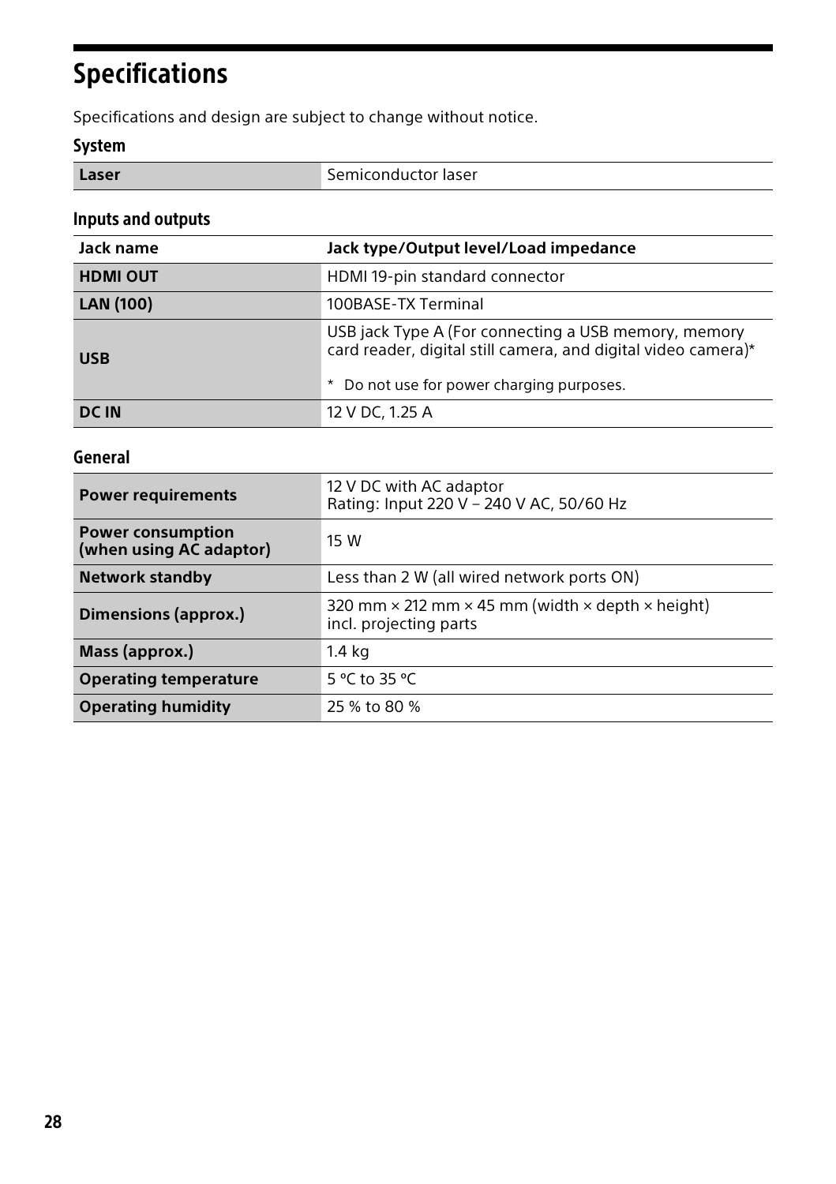# Specifications

Specifications and design are subject to change without notice.

## System

| | |
|---|---|
| **Laser** | Semiconductor laser |

## Inputs and outputs

| Jack name | Jack type/Output level/Load impedance |
|---|---|
| **HDMI OUT** | HDMI 19-pin standard connector |
| **LAN (100)** | 100BASE-TX Terminal |
| **USB** | USB jack Type A (For connecting a USB memory, memory card reader, digital still camera, and digital video camera)*<br>* Do not use for power charging purposes. |
| **DC IN** | 12 V DC, 1.25 A |

## General

| | |
|---|---|
| **Power requirements** | 12 V DC with AC adaptor<br>Rating: Input 220 V – 240 V AC, 50/60 Hz |
| **Power consumption (when using AC adaptor)** | 15 W |
| **Network standby** | Less than 2 W (all wired network ports ON) |
| **Dimensions (approx.)** | 320 mm × 212 mm × 45 mm (width × depth × height) incl. projecting parts |
| **Mass (approx.)** | 1.4 kg |
| **Operating temperature** | 5 ºC to 35 ºC |
| **Operating humidity** | 25 % to 80 % |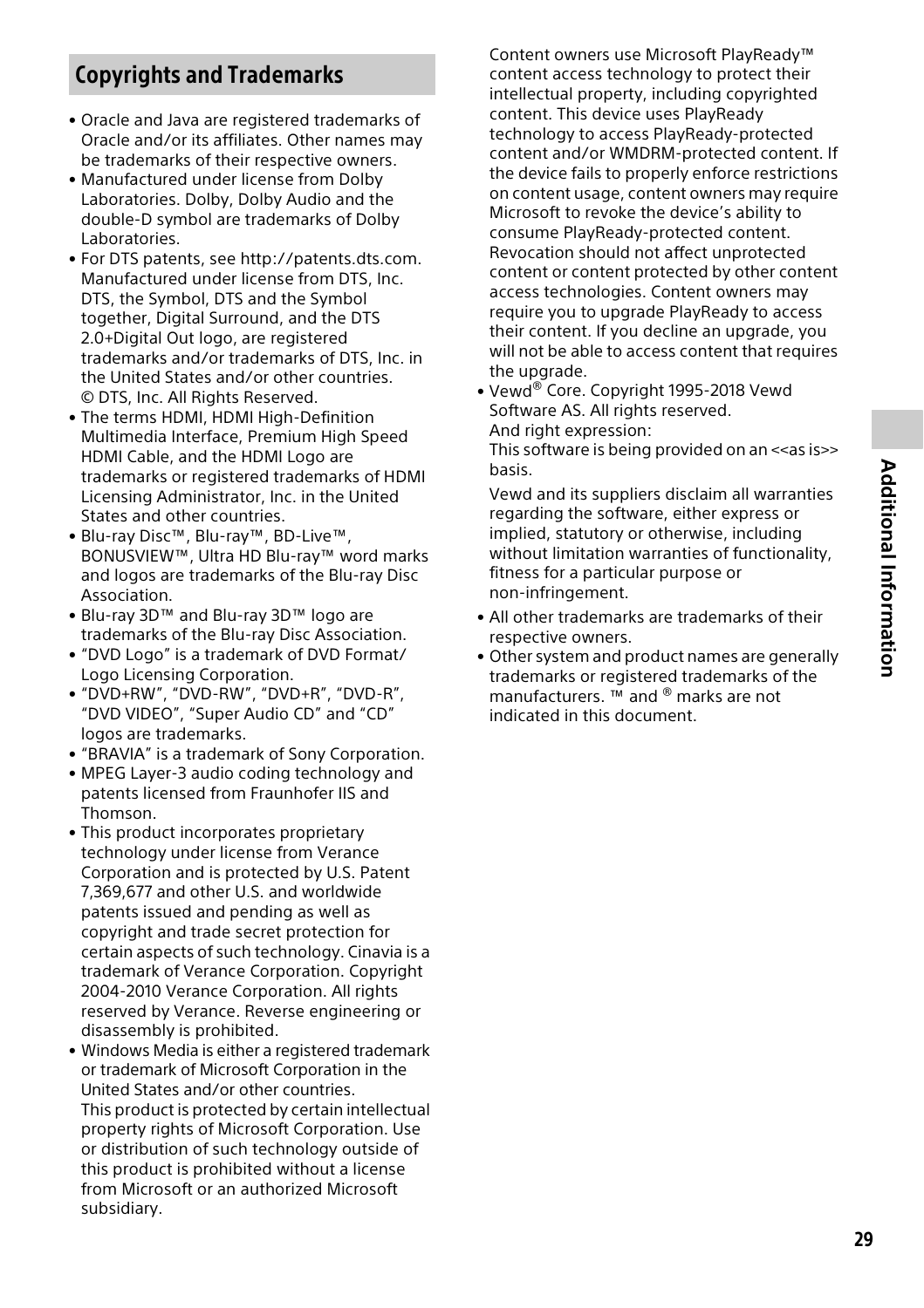## Copyrights and Trademarks

- Oracle and Java are registered trademarks of Oracle and/or its affiliates. Other names may be trademarks of their respective owners.
- Manufactured under license from Dolby Laboratories. Dolby, Dolby Audio and the double-D symbol are trademarks of Dolby Laboratories.
- For DTS patents, see http://patents.dts.com. Manufactured under license from DTS, Inc. DTS, the Symbol, DTS and the Symbol together, Digital Surround, and the DTS 2.0+Digital Out logo, are registered trademarks and/or trademarks of DTS, Inc. in the United States and/or other countries. © DTS, Inc. All Rights Reserved.
- The terms HDMI, HDMI High-Definition Multimedia Interface, Premium High Speed HDMI Cable, and the HDMI Logo are trademarks or registered trademarks of HDMI Licensing Administrator, Inc. in the United States and other countries.
- Blu-ray Disc™, Blu-ray™, BD-Live™, BONUSVIEW™, Ultra HD Blu-ray™ word marks and logos are trademarks of the Blu-ray Disc Association.
- Blu-ray 3D™ and Blu-ray 3D™ logo are trademarks of the Blu-ray Disc Association.
- "DVD Logo" is a trademark of DVD Format/Logo Licensing Corporation.
- "DVD+RW", "DVD-RW", "DVD+R", "DVD-R", "DVD VIDEO", "Super Audio CD" and "CD" logos are trademarks.
- "BRAVIA" is a trademark of Sony Corporation.
- MPEG Layer-3 audio coding technology and patents licensed from Fraunhofer IIS and Thomson.
- This product incorporates proprietary technology under license from Verance Corporation and is protected by U.S. Patent 7,369,677 and other U.S. and worldwide patents issued and pending as well as copyright and trade secret protection for certain aspects of such technology. Cinavia is a trademark of Verance Corporation. Copyright 2004-2010 Verance Corporation. All rights reserved by Verance. Reverse engineering or disassembly is prohibited.
- Windows Media is either a registered trademark or trademark of Microsoft Corporation in the United States and/or other countries.
  This product is protected by certain intellectual property rights of Microsoft Corporation. Use or distribution of such technology outside of this product is prohibited without a license from Microsoft or an authorized Microsoft subsidiary.
  Content owners use Microsoft PlayReady™ content access technology to protect their intellectual property, including copyrighted content. This device uses PlayReady technology to access PlayReady-protected content and/or WMDRM-protected content. If the device fails to properly enforce restrictions on content usage, content owners may require Microsoft to revoke the device's ability to consume PlayReady-protected content. Revocation should not affect unprotected content or content protected by other content access technologies. Content owners may require you to upgrade PlayReady to access their content. If you decline an upgrade, you will not be able to access content that requires the upgrade.
- Vewd® Core. Copyright 1995-2018 Vewd Software AS. All rights reserved.
  And right expression:
  This software is being provided on an <<as is>> basis.

  Vewd and its suppliers disclaim all warranties regarding the software, either express or implied, statutory or otherwise, including without limitation warranties of functionality, fitness for a particular purpose or non-infringement.
- All other trademarks are trademarks of their respective owners.
- Other system and product names are generally trademarks or registered trademarks of the manufacturers. ™ and ® marks are not indicated in this document.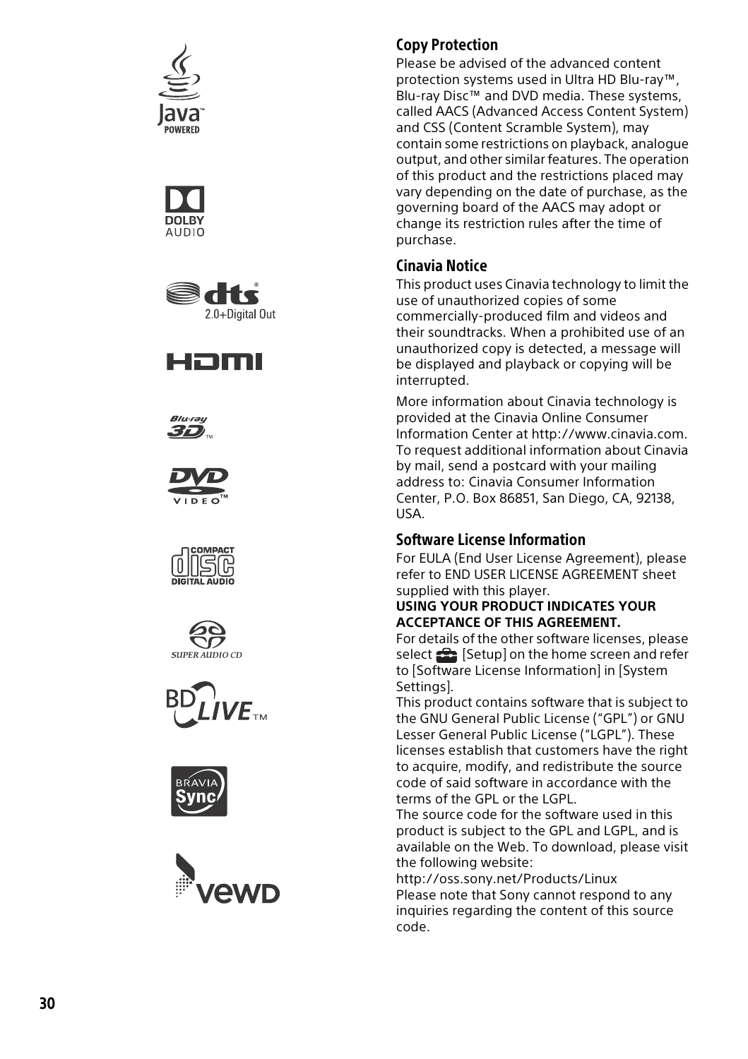## Copy Protection

Please be advised of the advanced content protection systems used in Ultra HD Blu-ray™, Blu-ray Disc™ and DVD media. These systems, called AACS (Advanced Access Content System) and CSS (Content Scramble System), may contain some restrictions on playback, analogue output, and other similar features. The operation of this product and the restrictions placed may vary depending on the date of purchase, as the governing board of the AACS may adopt or change its restriction rules after the time of purchase.

## Cinavia Notice

This product uses Cinavia technology to limit the use of unauthorized copies of some commercially-produced film and videos and their soundtracks. When a prohibited use of an unauthorized copy is detected, a message will be displayed and playback or copying will be interrupted.

More information about Cinavia technology is provided at the Cinavia Online Consumer Information Center at http://www.cinavia.com. To request additional information about Cinavia by mail, send a postcard with your mailing address to: Cinavia Consumer Information Center, P.O. Box 86851, San Diego, CA, 92138, USA.

## Software License Information

For EULA (End User License Agreement), please refer to END USER LICENSE AGREEMENT sheet supplied with this player.

**USING YOUR PRODUCT INDICATES YOUR ACCEPTANCE OF THIS AGREEMENT.**

For details of the other software licenses, please select [Setup] on the home screen and refer to [Software License Information] in [System Settings].

This product contains software that is subject to the GNU General Public License ("GPL") or GNU Lesser General Public License ("LGPL"). These licenses establish that customers have the right to acquire, modify, and redistribute the source code of said software in accordance with the terms of the GPL or the LGPL.

The source code for the software used in this product is subject to the GPL and LGPL, and is available on the Web. To download, please visit the following website:

http://oss.sony.net/Products/Linux

Please note that Sony cannot respond to any inquiries regarding the content of this source code.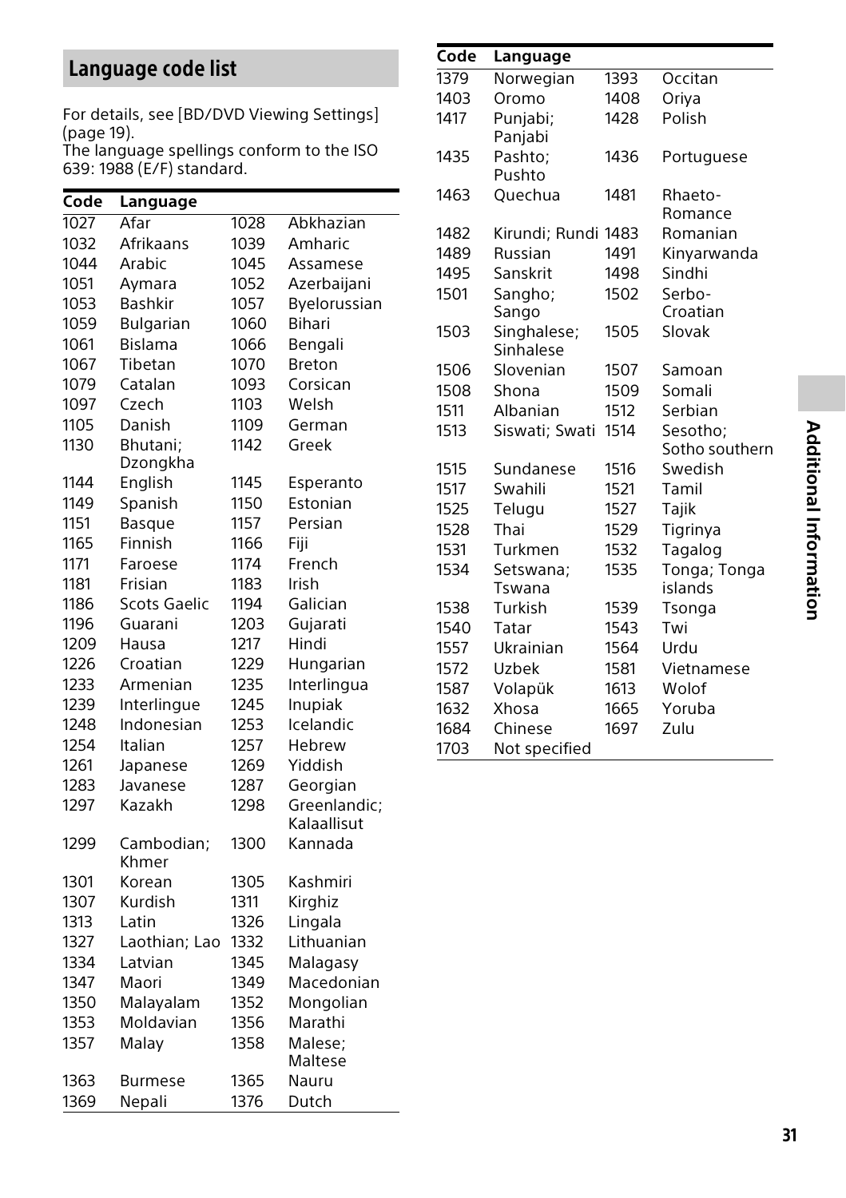## Language code list

For details, see [BD/DVD Viewing Settings] (page 19).
The language spellings conform to the ISO 639: 1988 (E/F) standard.

| Code | Language | Code | Language |
|---|---|---|---|
| 1027 | Afar | 1028 | Abkhazian |
| 1032 | Afrikaans | 1039 | Amharic |
| 1044 | Arabic | 1045 | Assamese |
| 1051 | Aymara | 1052 | Azerbaijani |
| 1053 | Bashkir | 1057 | Byelorussian |
| 1059 | Bulgarian | 1060 | Bihari |
| 1061 | Bislama | 1066 | Bengali |
| 1067 | Tibetan | 1070 | Breton |
| 1079 | Catalan | 1093 | Corsican |
| 1097 | Czech | 1103 | Welsh |
| 1105 | Danish | 1109 | German |
| 1130 | Bhutani; Dzongkha | 1142 | Greek |
| 1144 | English | 1145 | Esperanto |
| 1149 | Spanish | 1150 | Estonian |
| 1151 | Basque | 1157 | Persian |
| 1165 | Finnish | 1166 | Fiji |
| 1171 | Faroese | 1174 | French |
| 1181 | Frisian | 1183 | Irish |
| 1186 | Scots Gaelic | 1194 | Galician |
| 1196 | Guarani | 1203 | Gujarati |
| 1209 | Hausa | 1217 | Hindi |
| 1226 | Croatian | 1229 | Hungarian |
| 1233 | Armenian | 1235 | Interlingua |
| 1239 | Interlingue | 1245 | Inupiak |
| 1248 | Indonesian | 1253 | Icelandic |
| 1254 | Italian | 1257 | Hebrew |
| 1261 | Japanese | 1269 | Yiddish |
| 1283 | Javanese | 1287 | Georgian |
| 1297 | Kazakh | 1298 | Greenlandic; Kalaallisut |
| 1299 | Cambodian; Khmer | 1300 | Kannada |
| 1301 | Korean | 1305 | Kashmiri |
| 1307 | Kurdish | 1311 | Kirghiz |
| 1313 | Latin | 1326 | Lingala |
| 1327 | Laothian; Lao | 1332 | Lithuanian |
| 1334 | Latvian | 1345 | Malagasy |
| 1347 | Maori | 1349 | Macedonian |
| 1350 | Malayalam | 1352 | Mongolian |
| 1353 | Moldavian | 1356 | Marathi |
| 1357 | Malay | 1358 | Malese; Maltese |
| 1363 | Burmese | 1365 | Nauru |
| 1369 | Nepali | 1376 | Dutch |
| 1379 | Norwegian | 1393 | Occitan |
| 1403 | Oromo | 1408 | Oriya |
| 1417 | Punjabi; Panjabi | 1428 | Polish |
| 1435 | Pashto; Pushto | 1436 | Portuguese |
| 1463 | Quechua | 1481 | Rhaeto-Romance |
| 1482 | Kirundi; Rundi | 1483 | Romanian |
| 1489 | Russian | 1491 | Kinyarwanda |
| 1495 | Sanskrit | 1498 | Sindhi |
| 1501 | Sangho; Sango | 1502 | Serbo-Croatian |
| 1503 | Singhalese; Sinhalese | 1505 | Slovak |
| 1506 | Slovenian | 1507 | Samoan |
| 1508 | Shona | 1509 | Somali |
| 1511 | Albanian | 1512 | Serbian |
| 1513 | Siswati; Swati | 1514 | Sesotho; Sotho southern |
| 1515 | Sundanese | 1516 | Swedish |
| 1517 | Swahili | 1521 | Tamil |
| 1525 | Telugu | 1527 | Tajik |
| 1528 | Thai | 1529 | Tigrinya |
| 1531 | Turkmen | 1532 | Tagalog |
| 1534 | Setswana; Tswana | 1535 | Tonga; Tonga islands |
| 1538 | Turkish | 1539 | Tsonga |
| 1540 | Tatar | 1543 | Twi |
| 1557 | Ukrainian | 1564 | Urdu |
| 1572 | Uzbek | 1581 | Vietnamese |
| 1587 | Volapük | 1613 | Wolof |
| 1632 | Xhosa | 1665 | Yoruba |
| 1684 | Chinese | 1697 | Zulu |
| 1703 | Not specified | | |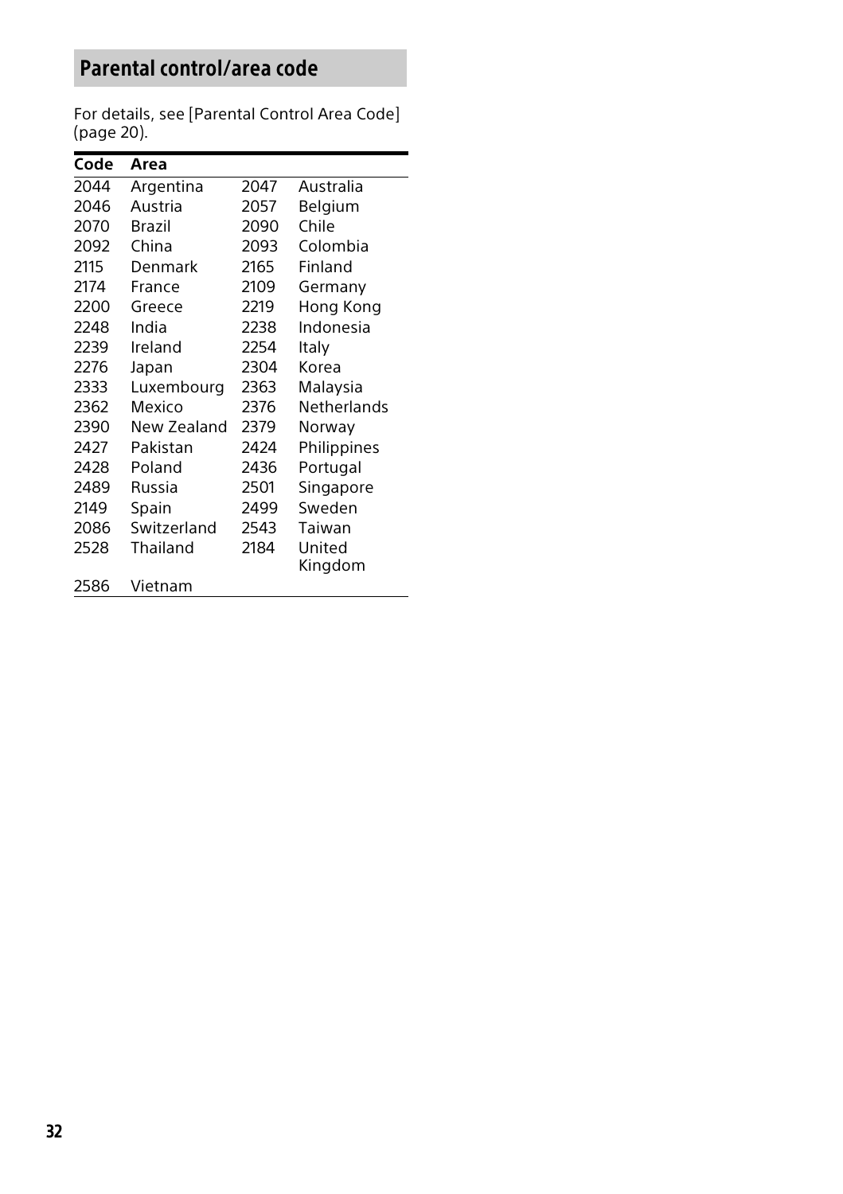## Parental control/area code

For details, see [Parental Control Area Code] (page 20).

| Code | Area | | |
|---|---|---|---|
| 2044 | Argentina | 2047 | Australia |
| 2046 | Austria | 2057 | Belgium |
| 2070 | Brazil | 2090 | Chile |
| 2092 | China | 2093 | Colombia |
| 2115 | Denmark | 2165 | Finland |
| 2174 | France | 2109 | Germany |
| 2200 | Greece | 2219 | Hong Kong |
| 2248 | India | 2238 | Indonesia |
| 2239 | Ireland | 2254 | Italy |
| 2276 | Japan | 2304 | Korea |
| 2333 | Luxembourg | 2363 | Malaysia |
| 2362 | Mexico | 2376 | Netherlands |
| 2390 | New Zealand | 2379 | Norway |
| 2427 | Pakistan | 2424 | Philippines |
| 2428 | Poland | 2436 | Portugal |
| 2489 | Russia | 2501 | Singapore |
| 2149 | Spain | 2499 | Sweden |
| 2086 | Switzerland | 2543 | Taiwan |
| 2528 | Thailand | 2184 | United Kingdom |
| 2586 | Vietnam | | |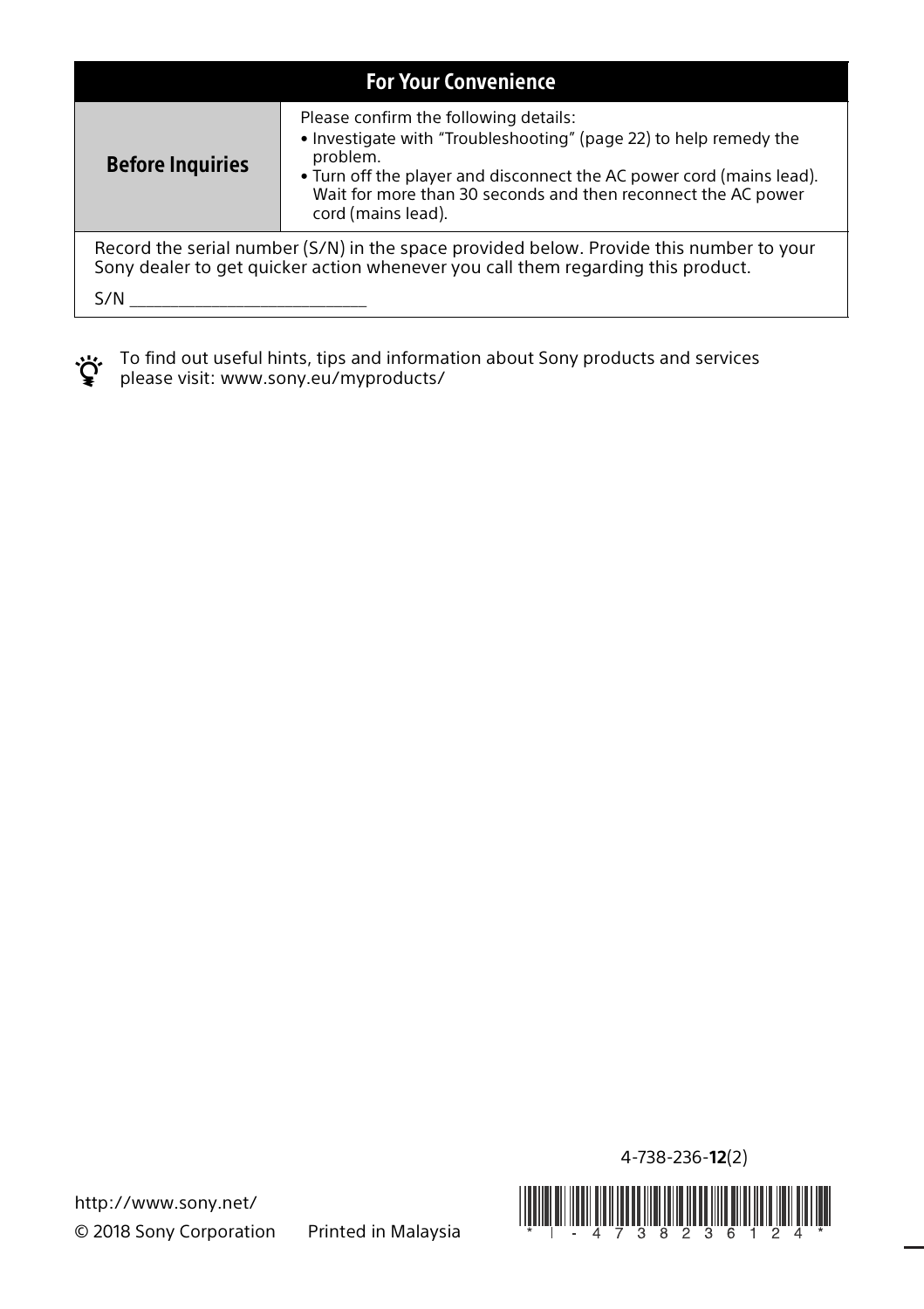## For Your Convenience

| | |
|---|---|
| **Before Inquiries** | Please confirm the following details:<br>• Investigate with “Troubleshooting” (page 22) to help remedy the problem.<br>• Turn off the player and disconnect the AC power cord (mains lead). Wait for more than 30 seconds and then reconnect the AC power cord (mains lead). |

Record the serial number (S/N) in the space provided below. Provide this number to your Sony dealer to get quicker action whenever you call them regarding this product.

S/N ____________________________

To find out useful hints, tips and information about Sony products and services please visit: www.sony.eu/myproducts/

4-738-236-**12**(2)

http://www.sony.net/

© 2018 Sony Corporation    Printed in Malaysia

*I-4738236124*